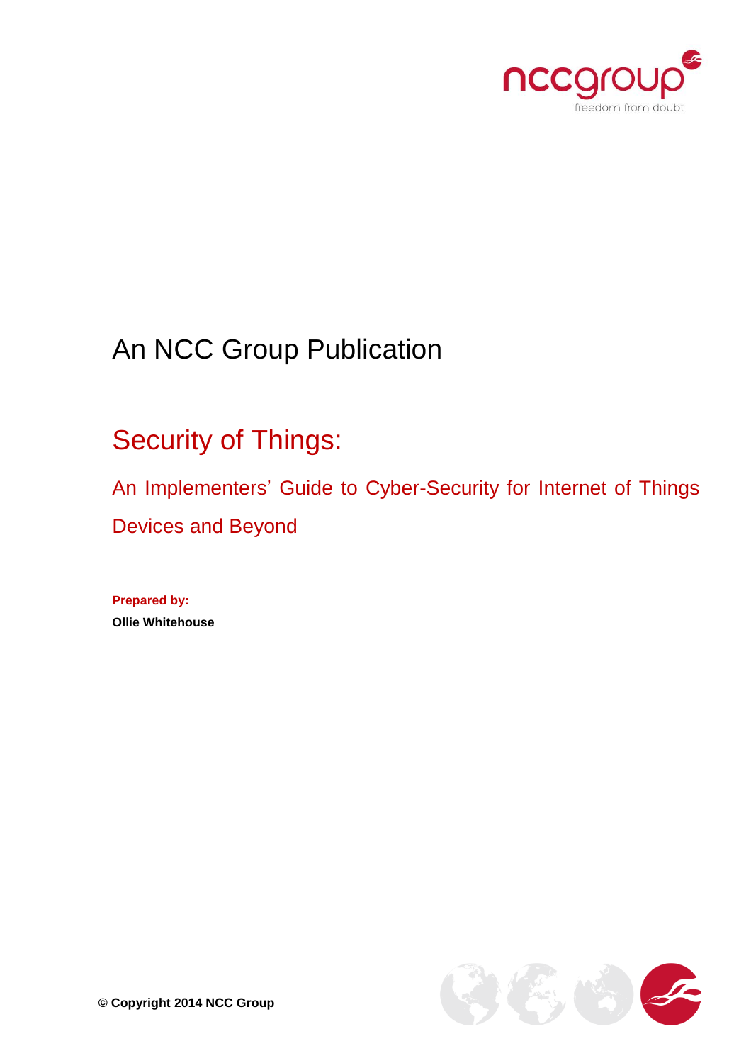An NCC Group Publication

# Security of Things:

## An Implementers' Guide to Cyber-Security for Internet of Things Devices and Beyond

**Prepared by:**
**Ollie Whitehouse**

**© Copyright 2014 NCC Group**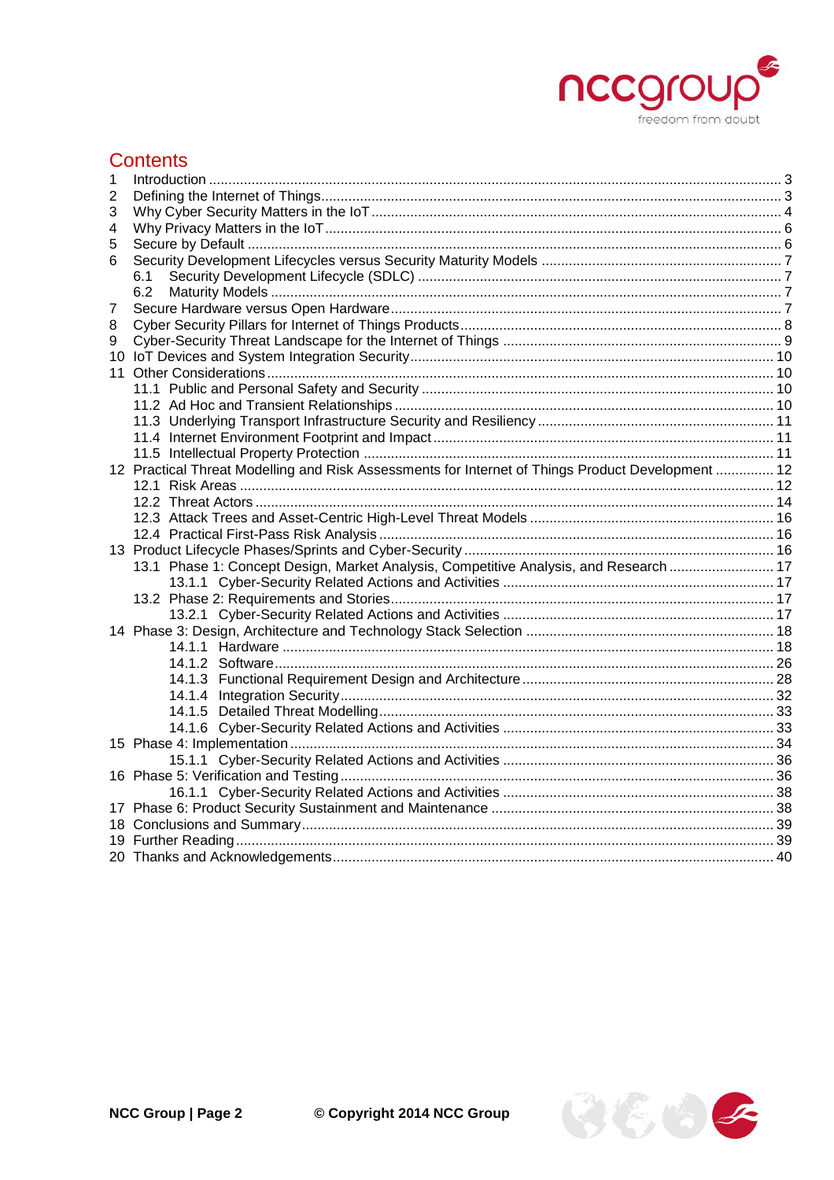# Contents

1 Introduction ..... 3
2 Defining the Internet of Things ..... 3
3 Why Cyber Security Matters in the IoT ..... 4
4 Why Privacy Matters in the IoT ..... 6
5 Secure by Default ..... 6
6 Security Development Lifecycles versus Security Maturity Models ..... 7
  6.1 Security Development Lifecycle (SDLC) ..... 7
  6.2 Maturity Models ..... 7
7 Secure Hardware versus Open Hardware ..... 7
8 Cyber Security Pillars for Internet of Things Products ..... 8
9 Cyber-Security Threat Landscape for the Internet of Things ..... 9
10 IoT Devices and System Integration Security ..... 10
11 Other Considerations ..... 10
  11.1 Public and Personal Safety and Security ..... 10
  11.2 Ad Hoc and Transient Relationships ..... 10
  11.3 Underlying Transport Infrastructure Security and Resiliency ..... 11
  11.4 Internet Environment Footprint and Impact ..... 11
  11.5 Intellectual Property Protection ..... 11
12 Practical Threat Modelling and Risk Assessments for Internet of Things Product Development ..... 12
  12.1 Risk Areas ..... 12
  12.2 Threat Actors ..... 14
  12.3 Attack Trees and Asset-Centric High-Level Threat Models ..... 16
  12.4 Practical First-Pass Risk Analysis ..... 16
13 Product Lifecycle Phases/Sprints and Cyber-Security ..... 16
  13.1 Phase 1: Concept Design, Market Analysis, Competitive Analysis, and Research ..... 17
    13.1.1 Cyber-Security Related Actions and Activities ..... 17
  13.2 Phase 2: Requirements and Stories ..... 17
    13.2.1 Cyber-Security Related Actions and Activities ..... 17
14 Phase 3: Design, Architecture and Technology Stack Selection ..... 18
    14.1.1 Hardware ..... 18
    14.1.2 Software ..... 26
    14.1.3 Functional Requirement Design and Architecture ..... 28
    14.1.4 Integration Security ..... 32
    14.1.5 Detailed Threat Modelling ..... 33
    14.1.6 Cyber-Security Related Actions and Activities ..... 33
15 Phase 4: Implementation ..... 34
    15.1.1 Cyber-Security Related Actions and Activities ..... 36
16 Phase 5: Verification and Testing ..... 36
    16.1.1 Cyber-Security Related Actions and Activities ..... 38
17 Phase 6: Product Security Sustainment and Maintenance ..... 38
18 Conclusions and Summary ..... 39
19 Further Reading ..... 39
20 Thanks and Acknowledgements ..... 40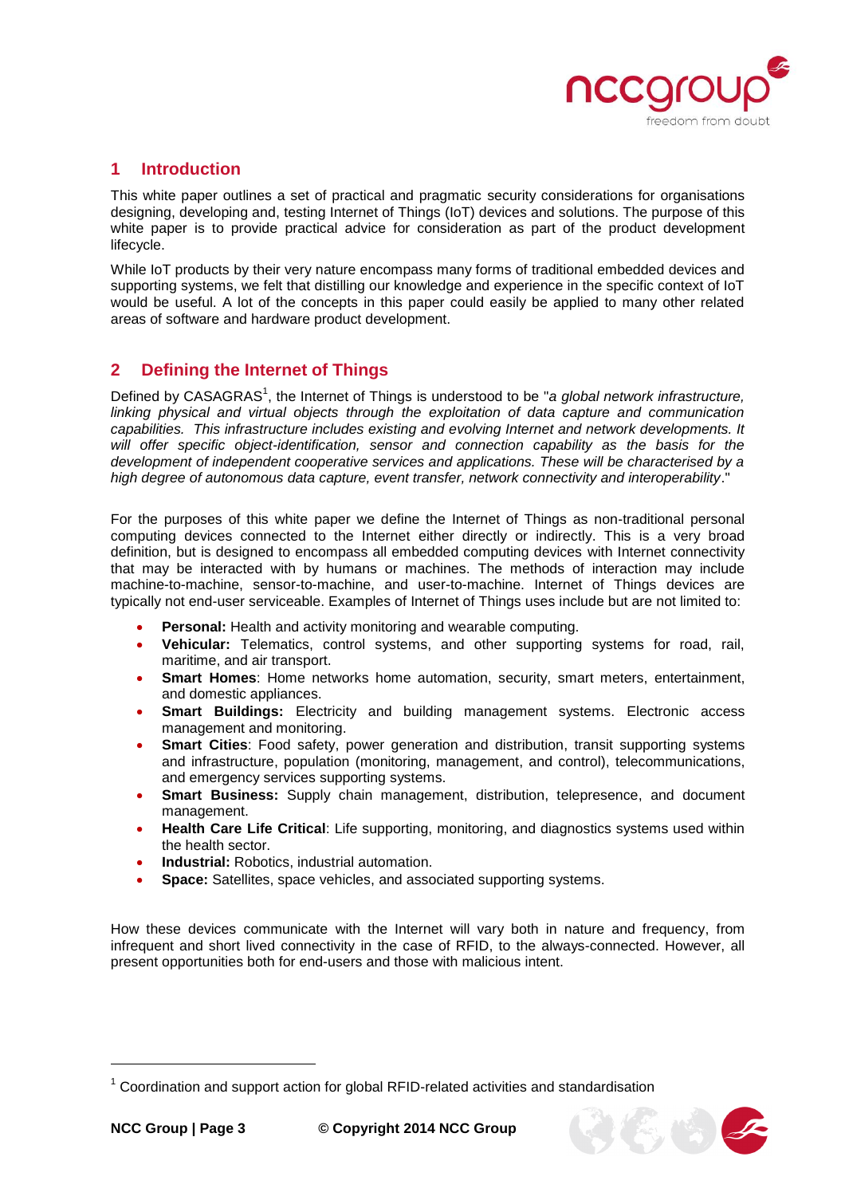# 1 Introduction

This white paper outlines a set of practical and pragmatic security considerations for organisations designing, developing and, testing Internet of Things (IoT) devices and solutions. The purpose of this white paper is to provide practical advice for consideration as part of the product development lifecycle.

While IoT products by their very nature encompass many forms of traditional embedded devices and supporting systems, we felt that distilling our knowledge and experience in the specific context of IoT would be useful. A lot of the concepts in this paper could easily be applied to many other related areas of software and hardware product development.

# 2 Defining the Internet of Things

Defined by CASAGRAS[1], the Internet of Things is understood to be "*a global network infrastructure, linking physical and virtual objects through the exploitation of data capture and communication capabilities. This infrastructure includes existing and evolving Internet and network developments. It will offer specific object-identification, sensor and connection capability as the basis for the development of independent cooperative services and applications. These will be characterised by a high degree of autonomous data capture, event transfer, network connectivity and interoperability*."

For the purposes of this white paper we define the Internet of Things as non-traditional personal computing devices connected to the Internet either directly or indirectly. This is a very broad definition, but is designed to encompass all embedded computing devices with Internet connectivity that may be interacted with by humans or machines. The methods of interaction may include machine-to-machine, sensor-to-machine, and user-to-machine. Internet of Things devices are typically not end-user serviceable. Examples of Internet of Things uses include but are not limited to:

- **Personal:** Health and activity monitoring and wearable computing.
- **Vehicular:** Telematics, control systems, and other supporting systems for road, rail, maritime, and air transport.
- **Smart Homes**: Home networks home automation, security, smart meters, entertainment, and domestic appliances.
- **Smart Buildings:** Electricity and building management systems. Electronic access management and monitoring.
- **Smart Cities**: Food safety, power generation and distribution, transit supporting systems and infrastructure, population (monitoring, management, and control), telecommunications, and emergency services supporting systems.
- **Smart Business:** Supply chain management, distribution, telepresence, and document management.
- **Health Care Life Critical**: Life supporting, monitoring, and diagnostics systems used within the health sector.
- **Industrial:** Robotics, industrial automation.
- **Space:** Satellites, space vehicles, and associated supporting systems.

How these devices communicate with the Internet will vary both in nature and frequency, from infrequent and short lived connectivity in the case of RFID, to the always-connected. However, all present opportunities both for end-users and those with malicious intent.

---

[1] Coordination and support action for global RFID-related activities and standardisation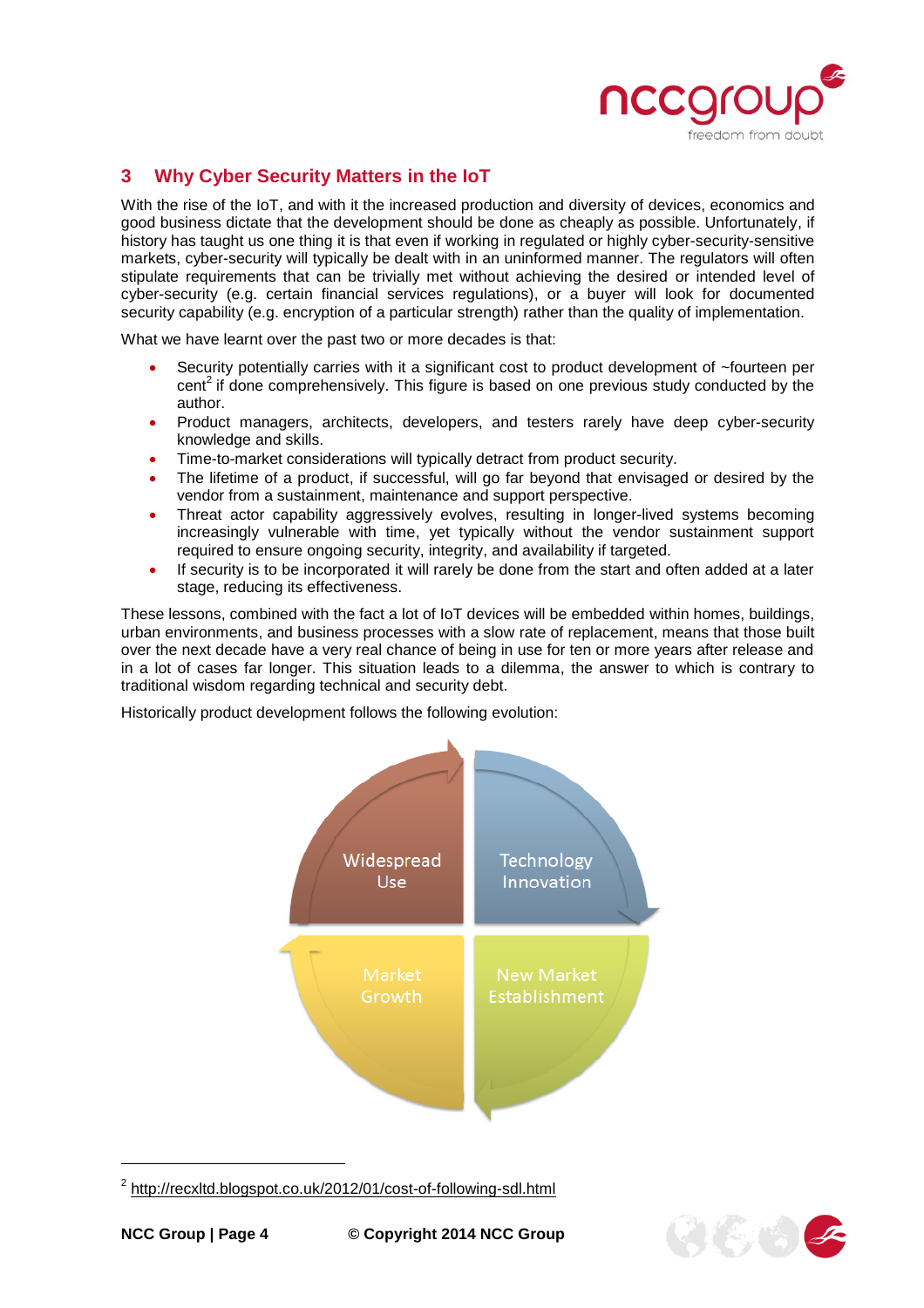## 3 Why Cyber Security Matters in the IoT

With the rise of the IoT, and with it the increased production and diversity of devices, economics and good business dictate that the development should be done as cheaply as possible. Unfortunately, if history has taught us one thing it is that even if working in regulated or highly cyber-security-sensitive markets, cyber-security will typically be dealt with in an uninformed manner. The regulators will often stipulate requirements that can be trivially met without achieving the desired or intended level of cyber-security (e.g. certain financial services regulations), or a buyer will look for documented security capability (e.g. encryption of a particular strength) rather than the quality of implementation.

What we have learnt over the past two or more decades is that:

- Security potentially carries with it a significant cost to product development of ~fourteen per cent[2] if done comprehensively. This figure is based on one previous study conducted by the author.
- Product managers, architects, developers, and testers rarely have deep cyber-security knowledge and skills.
- Time-to-market considerations will typically detract from product security.
- The lifetime of a product, if successful, will go far beyond that envisaged or desired by the vendor from a sustainment, maintenance and support perspective.
- Threat actor capability aggressively evolves, resulting in longer-lived systems becoming increasingly vulnerable with time, yet typically without the vendor sustainment support required to ensure ongoing security, integrity, and availability if targeted.
- If security is to be incorporated it will rarely be done from the start and often added at a later stage, reducing its effectiveness.

These lessons, combined with the fact a lot of IoT devices will be embedded within homes, buildings, urban environments, and business processes with a slow rate of replacement, means that those built over the next decade have a very real chance of being in use for ten or more years after release and in a lot of cases far longer. This situation leads to a dilemma, the answer to which is contrary to traditional wisdom regarding technical and security debt.

Historically product development follows the following evolution:

Widespread Use | Technology Innovation | Market Growth | New Market Establishment

---

[2] http://recxltd.blogspot.co.uk/2012/01/cost-of-following-sdl.html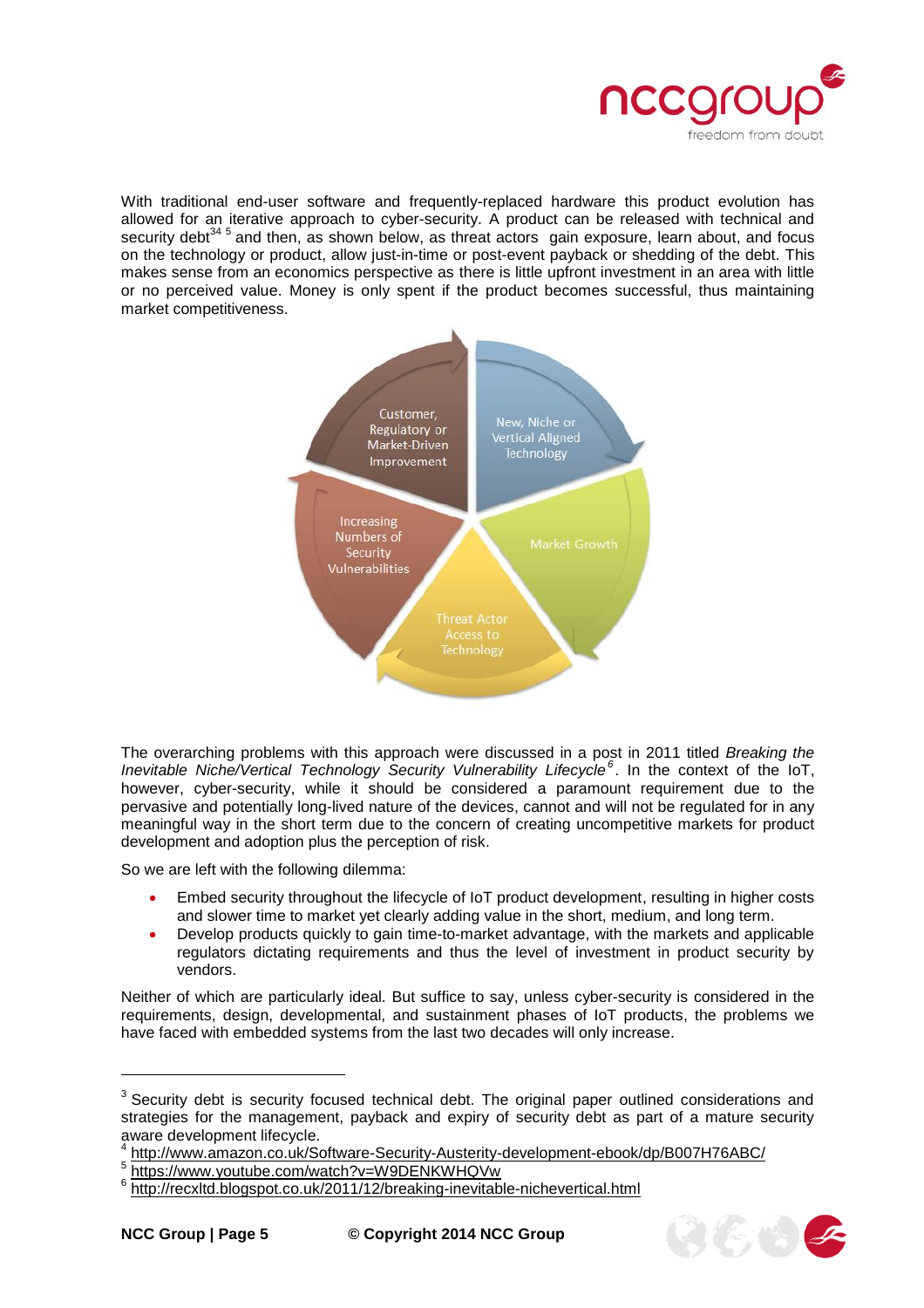With traditional end-user software and frequently-replaced hardware this product evolution has allowed for an iterative approach to cyber-security. A product can be released with technical and security debt[3][4] [5] and then, as shown below, as threat actors gain exposure, learn about, and focus on the technology or product, allow just-in-time or post-event payback or shedding of the debt. This makes sense from an economics perspective as there is little upfront investment in an area with little or no perceived value. Money is only spent if the product becomes successful, thus maintaining market competitiveness.

Customer, Regulatory or Market-Driven Improvement

New, Niche or Vertical Aligned Technology

Market Growth

Threat Actor Access to Technology

Increasing Numbers of Security Vulnerabilities

The overarching problems with this approach were discussed in a post in 2011 titled *Breaking the Inevitable Niche/Vertical Technology Security Vulnerability Lifecycle*[6]. In the context of the IoT, however, cyber-security, while it should be considered a paramount requirement due to the pervasive and potentially long-lived nature of the devices, cannot and will not be regulated for in any meaningful way in the short term due to the concern of creating uncompetitive markets for product development and adoption plus the perception of risk.

So we are left with the following dilemma:

- Embed security throughout the lifecycle of IoT product development, resulting in higher costs and slower time to market yet clearly adding value in the short, medium, and long term.
- Develop products quickly to gain time-to-market advantage, with the markets and applicable regulators dictating requirements and thus the level of investment in product security by vendors.

Neither of which are particularly ideal. But suffice to say, unless cyber-security is considered in the requirements, design, developmental, and sustainment phases of IoT products, the problems we have faced with embedded systems from the last two decades will only increase.

---

[3] Security debt is security focused technical debt. The original paper outlined considerations and strategies for the management, payback and expiry of security debt as part of a mature security aware development lifecycle.

[4] http://www.amazon.co.uk/Software-Security-Austerity-development-ebook/dp/B007H76ABC/

[5] https://www.youtube.com/watch?v=W9DENKWHQVw

[6] http://recxltd.blogspot.co.uk/2011/12/breaking-inevitable-nichevertical.html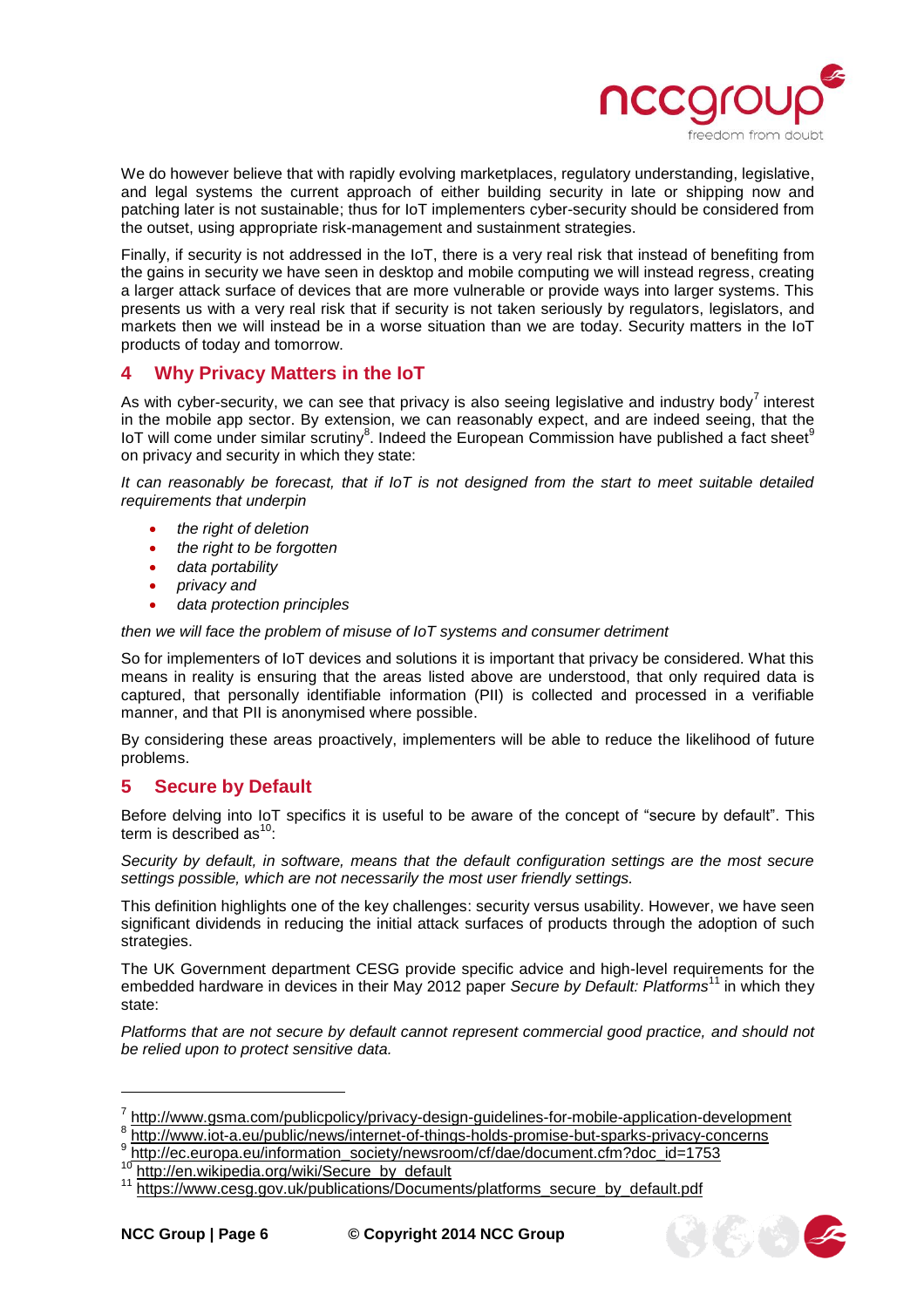We do however believe that with rapidly evolving marketplaces, regulatory understanding, legislative, and legal systems the current approach of either building security in late or shipping now and patching later is not sustainable; thus for IoT implementers cyber-security should be considered from the outset, using appropriate risk-management and sustainment strategies.

Finally, if security is not addressed in the IoT, there is a very real risk that instead of benefiting from the gains in security we have seen in desktop and mobile computing we will instead regress, creating a larger attack surface of devices that are more vulnerable or provide ways into larger systems. This presents us with a very real risk that if security is not taken seriously by regulators, legislators, and markets then we will instead be in a worse situation than we are today. Security matters in the IoT products of today and tomorrow.

## 4 Why Privacy Matters in the IoT

As with cyber-security, we can see that privacy is also seeing legislative and industry body[7] interest in the mobile app sector. By extension, we can reasonably expect, and are indeed seeing, that the IoT will come under similar scrutiny[8]. Indeed the European Commission have published a fact sheet[9] on privacy and security in which they state:

*It can reasonably be forecast, that if IoT is not designed from the start to meet suitable detailed requirements that underpin*

- *the right of deletion*
- *the right to be forgotten*
- *data portability*
- *privacy and*
- *data protection principles*

*then we will face the problem of misuse of IoT systems and consumer detriment*

So for implementers of IoT devices and solutions it is important that privacy be considered. What this means in reality is ensuring that the areas listed above are understood, that only required data is captured, that personally identifiable information (PII) is collected and processed in a verifiable manner, and that PII is anonymised where possible.

By considering these areas proactively, implementers will be able to reduce the likelihood of future problems.

## 5 Secure by Default

Before delving into IoT specifics it is useful to be aware of the concept of "secure by default". This term is described as[10]:

*Security by default, in software, means that the default configuration settings are the most secure settings possible, which are not necessarily the most user friendly settings.*

This definition highlights one of the key challenges: security versus usability. However, we have seen significant dividends in reducing the initial attack surfaces of products through the adoption of such strategies.

The UK Government department CESG provide specific advice and high-level requirements for the embedded hardware in devices in their May 2012 paper *Secure by Default: Platforms*[11] in which they state:

*Platforms that are not secure by default cannot represent commercial good practice, and should not be relied upon to protect sensitive data.*

---

[7] http://www.gsma.com/publicpolicy/privacy-design-guidelines-for-mobile-application-development

[8] http://www.iot-a.eu/public/news/internet-of-things-holds-promise-but-sparks-privacy-concerns

[9] http://ec.europa.eu/information_society/newsroom/cf/dae/document.cfm?doc_id=1753

[10] http://en.wikipedia.org/wiki/Secure_by_default

[11] https://www.cesg.gov.uk/publications/Documents/platforms_secure_by_default.pdf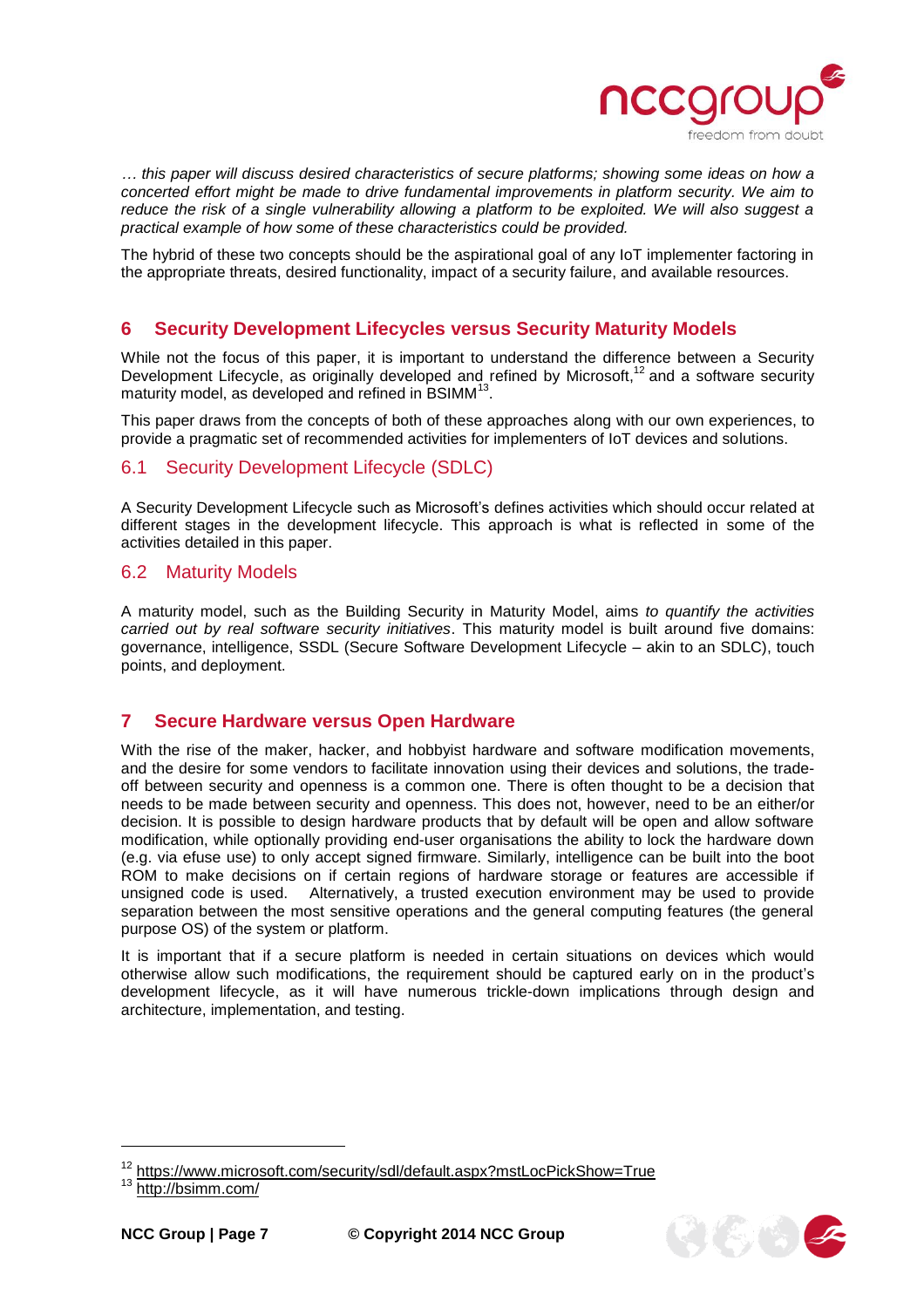*… this paper will discuss desired characteristics of secure platforms; showing some ideas on how a concerted effort might be made to drive fundamental improvements in platform security. We aim to reduce the risk of a single vulnerability allowing a platform to be exploited. We will also suggest a practical example of how some of these characteristics could be provided.*

The hybrid of these two concepts should be the aspirational goal of any IoT implementer factoring in the appropriate threats, desired functionality, impact of a security failure, and available resources.

# 6 Security Development Lifecycles versus Security Maturity Models

While not the focus of this paper, it is important to understand the difference between a Security Development Lifecycle, as originally developed and refined by Microsoft,[12] and a software security maturity model, as developed and refined in BSIMM[13].

This paper draws from the concepts of both of these approaches along with our own experiences, to provide a pragmatic set of recommended activities for implementers of IoT devices and solutions.

## 6.1 Security Development Lifecycle (SDLC)

A Security Development Lifecycle such as Microsoft's defines activities which should occur related at different stages in the development lifecycle. This approach is what is reflected in some of the activities detailed in this paper.

## 6.2 Maturity Models

A maturity model, such as the Building Security in Maturity Model, aims *to quantify the activities carried out by real software security initiatives*. This maturity model is built around five domains: governance, intelligence, SSDL (Secure Software Development Lifecycle – akin to an SDLC), touch points, and deployment.

# 7 Secure Hardware versus Open Hardware

With the rise of the maker, hacker, and hobbyist hardware and software modification movements, and the desire for some vendors to facilitate innovation using their devices and solutions, the trade-off between security and openness is a common one. There is often thought to be a decision that needs to be made between security and openness. This does not, however, need to be an either/or decision. It is possible to design hardware products that by default will be open and allow software modification, while optionally providing end-user organisations the ability to lock the hardware down (e.g. via efuse use) to only accept signed firmware. Similarly, intelligence can be built into the boot ROM to make decisions on if certain regions of hardware storage or features are accessible if unsigned code is used. Alternatively, a trusted execution environment may be used to provide separation between the most sensitive operations and the general computing features (the general purpose OS) of the system or platform.

It is important that if a secure platform is needed in certain situations on devices which would otherwise allow such modifications, the requirement should be captured early on in the product's development lifecycle, as it will have numerous trickle-down implications through design and architecture, implementation, and testing.

---

[12] https://www.microsoft.com/security/sdl/default.aspx?mstLocPickShow=True

[13] http://bsimm.com/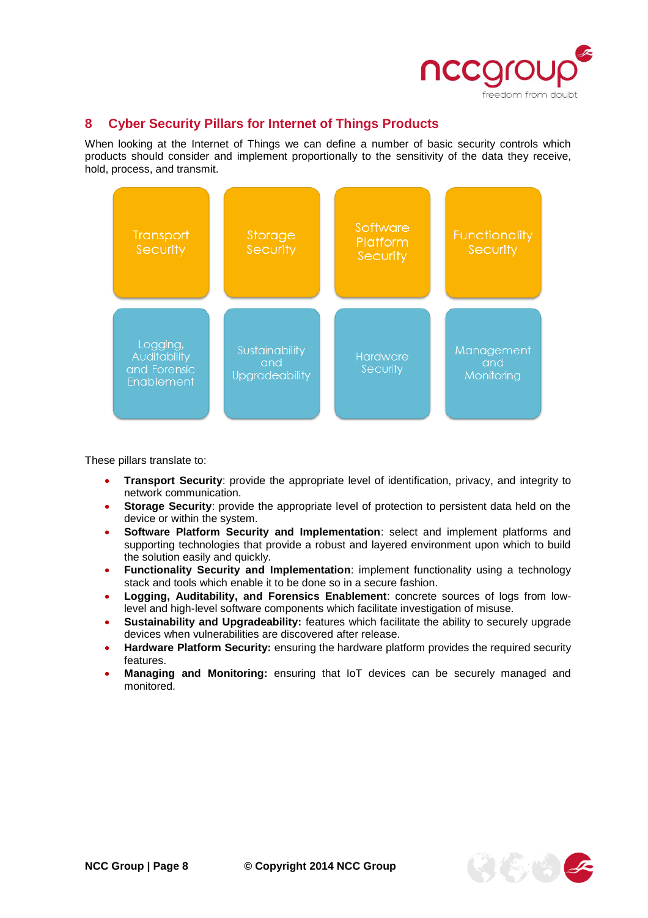## 8 Cyber Security Pillars for Internet of Things Products

When looking at the Internet of Things we can define a number of basic security controls which products should consider and implement proportionally to the sensitivity of the data they receive, hold, process, and transmit.

| Transport Security | Storage Security | Software Platform Security | Functionality Security |
|---|---|---|---|
| Logging, Auditability and Forensic Enablement | Sustainability and Upgradeability | Hardware Security | Management and Monitoring |

These pillars translate to:

- **Transport Security**: provide the appropriate level of identification, privacy, and integrity to network communication.
- **Storage Security**: provide the appropriate level of protection to persistent data held on the device or within the system.
- **Software Platform Security and Implementation**: select and implement platforms and supporting technologies that provide a robust and layered environment upon which to build the solution easily and quickly.
- **Functionality Security and Implementation**: implement functionality using a technology stack and tools which enable it to be done so in a secure fashion.
- **Logging, Auditability, and Forensics Enablement**: concrete sources of logs from low-level and high-level software components which facilitate investigation of misuse.
- **Sustainability and Upgradeability:** features which facilitate the ability to securely upgrade devices when vulnerabilities are discovered after release.
- **Hardware Platform Security:** ensuring the hardware platform provides the required security features.
- **Managing and Monitoring:** ensuring that IoT devices can be securely managed and monitored.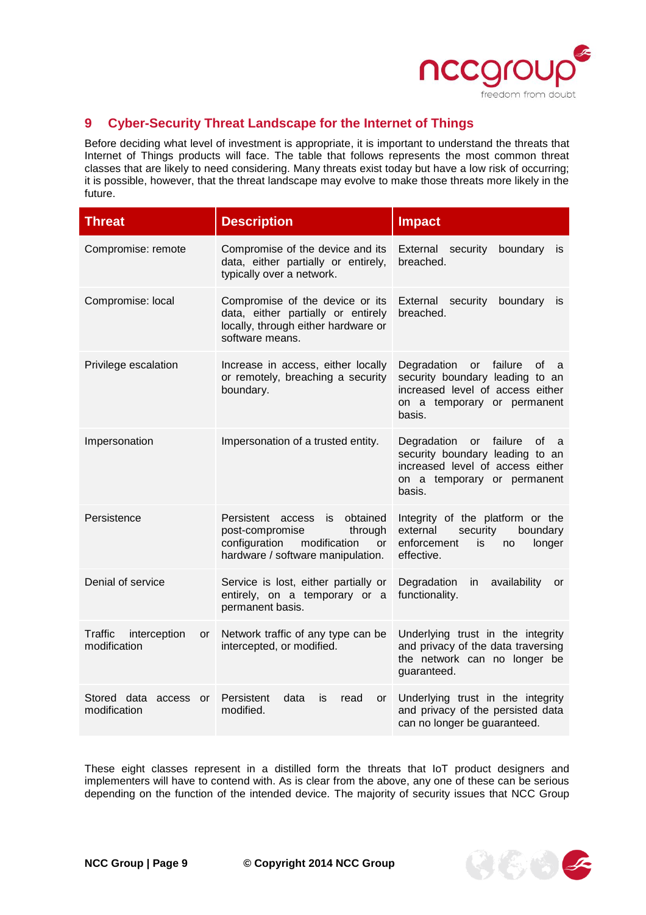## 9 Cyber-Security Threat Landscape for the Internet of Things

Before deciding what level of investment is appropriate, it is important to understand the threats that Internet of Things products will face. The table that follows represents the most common threat classes that are likely to need considering. Many threats exist today but have a low risk of occurring; it is possible, however, that the threat landscape may evolve to make those threats more likely in the future.

| Threat | Description | Impact |
|---|---|---|
| Compromise: remote | Compromise of the device and its data, either partially or entirely, typically over a network. | External security boundary is breached. |
| Compromise: local | Compromise of the device or its data, either partially or entirely locally, through either hardware or software means. | External security boundary is breached. |
| Privilege escalation | Increase in access, either locally or remotely, breaching a security boundary. | Degradation or failure of a security boundary leading to an increased level of access either on a temporary or permanent basis. |
| Impersonation | Impersonation of a trusted entity. | Degradation or failure of a security boundary leading to an increased level of access either on a temporary or permanent basis. |
| Persistence | Persistent access is obtained post-compromise through configuration modification or hardware / software manipulation. | Integrity of the platform or the external security boundary enforcement is no longer effective. |
| Denial of service | Service is lost, either partially or entirely, on a temporary or a permanent basis. | Degradation in availability or functionality. |
| Traffic interception or modification | Network traffic of any type can be intercepted, or modified. | Underlying trust in the integrity and privacy of the data traversing the network can no longer be guaranteed. |
| Stored data access or modification | Persistent data is read or modified. | Underlying trust in the integrity and privacy of the persisted data can no longer be guaranteed. |

These eight classes represent in a distilled form the threats that IoT product designers and implementers will have to contend with. As is clear from the above, any one of these can be serious depending on the function of the intended device. The majority of security issues that NCC Group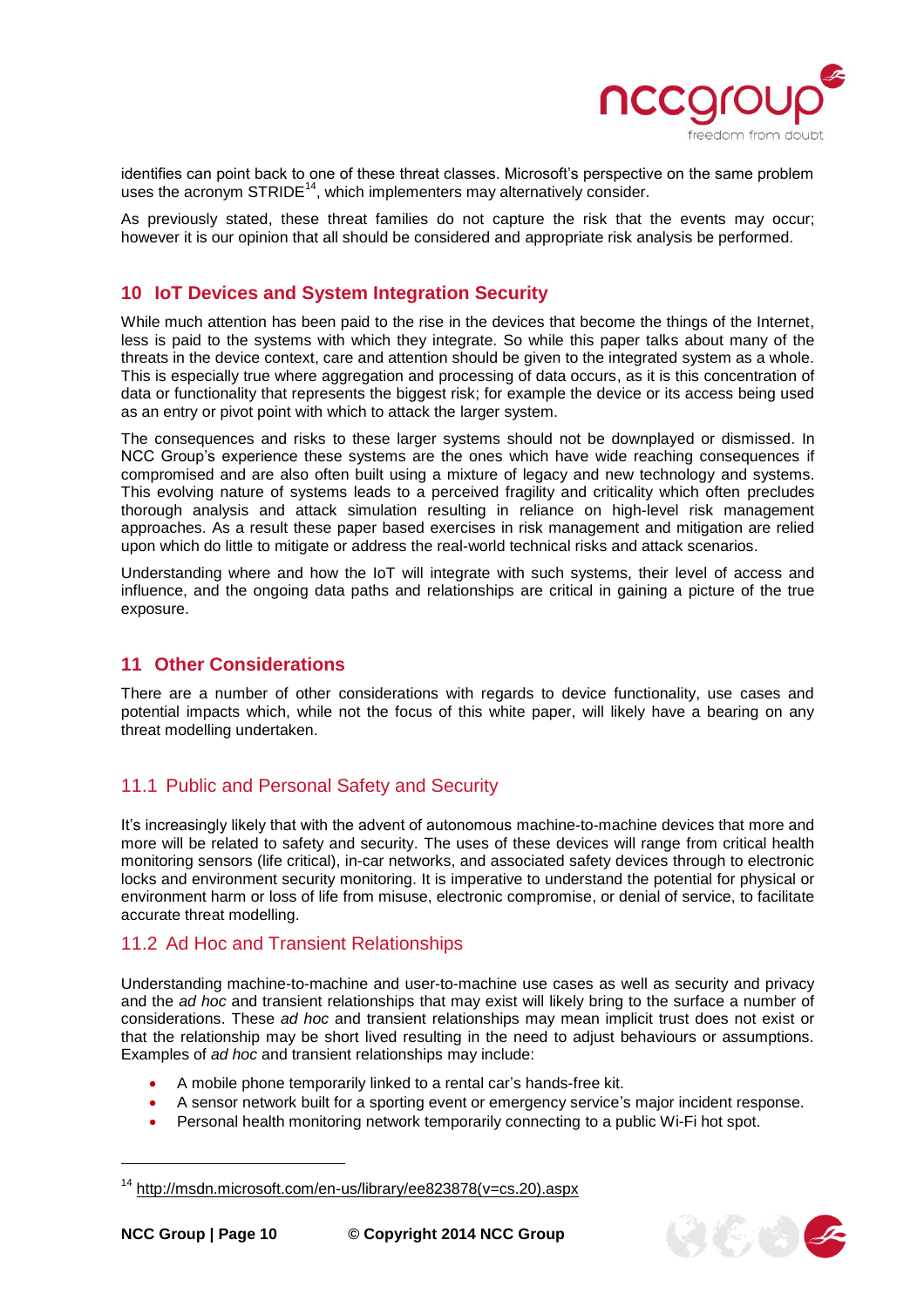identifies can point back to one of these threat classes. Microsoft's perspective on the same problem uses the acronym STRIDE[14], which implementers may alternatively consider.

As previously stated, these threat families do not capture the risk that the events may occur; however it is our opinion that all should be considered and appropriate risk analysis be performed.

## 10 IoT Devices and System Integration Security

While much attention has been paid to the rise in the devices that become the things of the Internet, less is paid to the systems with which they integrate. So while this paper talks about many of the threats in the device context, care and attention should be given to the integrated system as a whole. This is especially true where aggregation and processing of data occurs, as it is this concentration of data or functionality that represents the biggest risk; for example the device or its access being used as an entry or pivot point with which to attack the larger system.

The consequences and risks to these larger systems should not be downplayed or dismissed. In NCC Group's experience these systems are the ones which have wide reaching consequences if compromised and are also often built using a mixture of legacy and new technology and systems. This evolving nature of systems leads to a perceived fragility and criticality which often precludes thorough analysis and attack simulation resulting in reliance on high-level risk management approaches. As a result these paper based exercises in risk management and mitigation are relied upon which do little to mitigate or address the real-world technical risks and attack scenarios.

Understanding where and how the IoT will integrate with such systems, their level of access and influence, and the ongoing data paths and relationships are critical in gaining a picture of the true exposure.

## 11 Other Considerations

There are a number of other considerations with regards to device functionality, use cases and potential impacts which, while not the focus of this white paper, will likely have a bearing on any threat modelling undertaken.

### 11.1 Public and Personal Safety and Security

It's increasingly likely that with the advent of autonomous machine-to-machine devices that more and more will be related to safety and security. The uses of these devices will range from critical health monitoring sensors (life critical), in-car networks, and associated safety devices through to electronic locks and environment security monitoring. It is imperative to understand the potential for physical or environment harm or loss of life from misuse, electronic compromise, or denial of service, to facilitate accurate threat modelling.

### 11.2 Ad Hoc and Transient Relationships

Understanding machine-to-machine and user-to-machine use cases as well as security and privacy and the *ad hoc* and transient relationships that may exist will likely bring to the surface a number of considerations. These *ad hoc* and transient relationships may mean implicit trust does not exist or that the relationship may be short lived resulting in the need to adjust behaviours or assumptions. Examples of *ad hoc* and transient relationships may include:

- A mobile phone temporarily linked to a rental car's hands-free kit.
- A sensor network built for a sporting event or emergency service's major incident response.
- Personal health monitoring network temporarily connecting to a public Wi-Fi hot spot.

---

[14] http://msdn.microsoft.com/en-us/library/ee823878(v=cs.20).aspx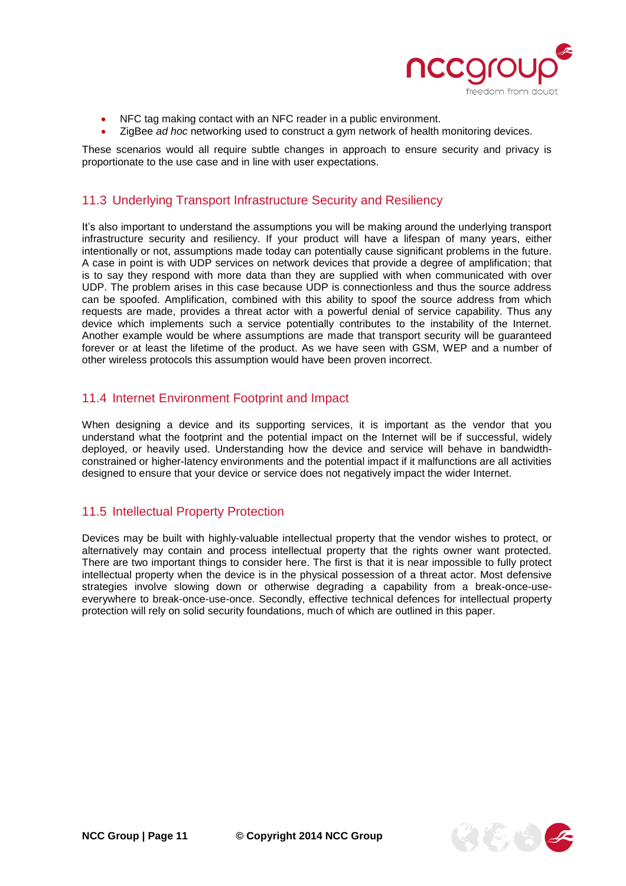- NFC tag making contact with an NFC reader in a public environment.
- ZigBee *ad hoc* networking used to construct a gym network of health monitoring devices.

These scenarios would all require subtle changes in approach to ensure security and privacy is proportionate to the use case and in line with user expectations.

## 11.3 Underlying Transport Infrastructure Security and Resiliency

It's also important to understand the assumptions you will be making around the underlying transport infrastructure security and resiliency. If your product will have a lifespan of many years, either intentionally or not, assumptions made today can potentially cause significant problems in the future. A case in point is with UDP services on network devices that provide a degree of amplification; that is to say they respond with more data than they are supplied with when communicated with over UDP. The problem arises in this case because UDP is connectionless and thus the source address can be spoofed. Amplification, combined with this ability to spoof the source address from which requests are made, provides a threat actor with a powerful denial of service capability. Thus any device which implements such a service potentially contributes to the instability of the Internet. Another example would be where assumptions are made that transport security will be guaranteed forever or at least the lifetime of the product. As we have seen with GSM, WEP and a number of other wireless protocols this assumption would have been proven incorrect.

## 11.4 Internet Environment Footprint and Impact

When designing a device and its supporting services, it is important as the vendor that you understand what the footprint and the potential impact on the Internet will be if successful, widely deployed, or heavily used. Understanding how the device and service will behave in bandwidth-constrained or higher-latency environments and the potential impact if it malfunctions are all activities designed to ensure that your device or service does not negatively impact the wider Internet.

## 11.5 Intellectual Property Protection

Devices may be built with highly-valuable intellectual property that the vendor wishes to protect, or alternatively may contain and process intellectual property that the rights owner want protected. There are two important things to consider here. The first is that it is near impossible to fully protect intellectual property when the device is in the physical possession of a threat actor. Most defensive strategies involve slowing down or otherwise degrading a capability from a break-once-use-everywhere to break-once-use-once. Secondly, effective technical defences for intellectual property protection will rely on solid security foundations, much of which are outlined in this paper.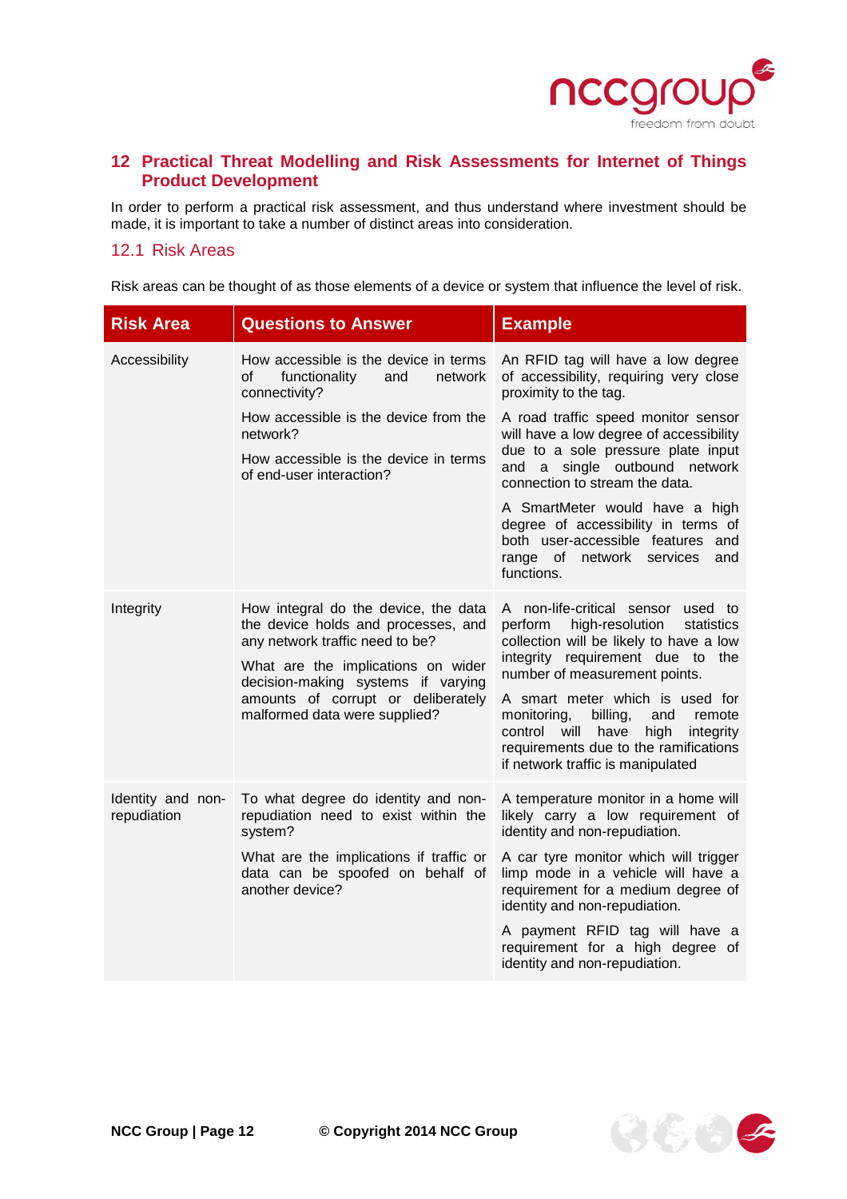## 12 Practical Threat Modelling and Risk Assessments for Internet of Things Product Development

In order to perform a practical risk assessment, and thus understand where investment should be made, it is important to take a number of distinct areas into consideration.

### 12.1 Risk Areas

Risk areas can be thought of as those elements of a device or system that influence the level of risk.

| Risk Area | Questions to Answer | Example |
| --- | --- | --- |
| Accessibility | How accessible is the device in terms of functionality and network connectivity?<br><br>How accessible is the device from the network?<br><br>How accessible is the device in terms of end-user interaction? | An RFID tag will have a low degree of accessibility, requiring very close proximity to the tag.<br><br>A road traffic speed monitor sensor will have a low degree of accessibility due to a sole pressure plate input and a single outbound network connection to stream the data.<br><br>A SmartMeter would have a high degree of accessibility in terms of both user-accessible features and range of network services and functions. |
| Integrity | How integral do the device, the data the device holds and processes, and any network traffic need to be?<br><br>What are the implications on wider decision-making systems if varying amounts of corrupt or deliberately malformed data were supplied? | A non-life-critical sensor used to perform high-resolution statistics collection will be likely to have a low integrity requirement due to the number of measurement points.<br><br>A smart meter which is used for monitoring, billing, and remote control will have high integrity requirements due to the ramifications if network traffic is manipulated |
| Identity and non-repudiation | To what degree do identity and non-repudiation need to exist within the system?<br><br>What are the implications if traffic or data can be spoofed on behalf of another device? | A temperature monitor in a home will likely carry a low requirement of identity and non-repudiation.<br><br>A car tyre monitor which will trigger limp mode in a vehicle will have a requirement for a medium degree of identity and non-repudiation.<br><br>A payment RFID tag will have a requirement for a high degree of identity and non-repudiation. |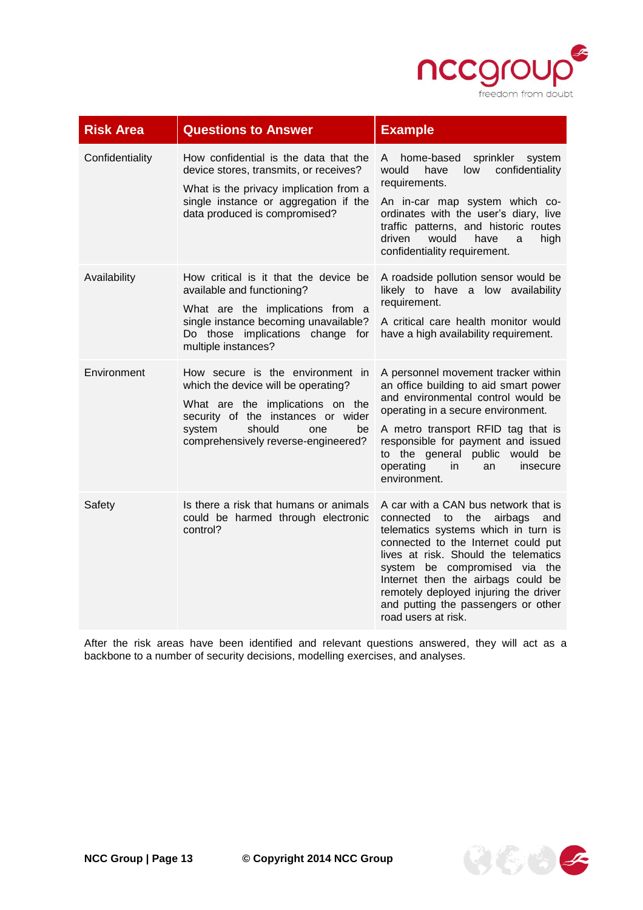| Risk Area | Questions to Answer | Example |
|---|---|---|
| Confidentiality | How confidential is the data that the device stores, transmits, or receives? What is the privacy implication from a single instance or aggregation if the data produced is compromised? | A home-based sprinkler system would have low confidentiality requirements. An in-car map system which co-ordinates with the user's diary, live traffic patterns, and historic routes driven would have a high confidentiality requirement. |
| Availability | How critical is it that the device be available and functioning? What are the implications from a single instance becoming unavailable? Do those implications change for multiple instances? | A roadside pollution sensor would be likely to have a low availability requirement. A critical care health monitor would have a high availability requirement. |
| Environment | How secure is the environment in which the device will be operating? What are the implications on the security of the instances or wider system should one be comprehensively reverse-engineered? | A personnel movement tracker within an office building to aid smart power and environmental control would be operating in a secure environment. A metro transport RFID tag that is responsible for payment and issued to the general public would be operating in an insecure environment. |
| Safety | Is there a risk that humans or animals could be harmed through electronic control? | A car with a CAN bus network that is connected to the airbags and telematics systems which in turn is connected to the Internet could put lives at risk. Should the telematics system be compromised via the Internet then the airbags could be remotely deployed injuring the driver and putting the passengers or other road users at risk. |

After the risk areas have been identified and relevant questions answered, they will act as a backbone to a number of security decisions, modelling exercises, and analyses.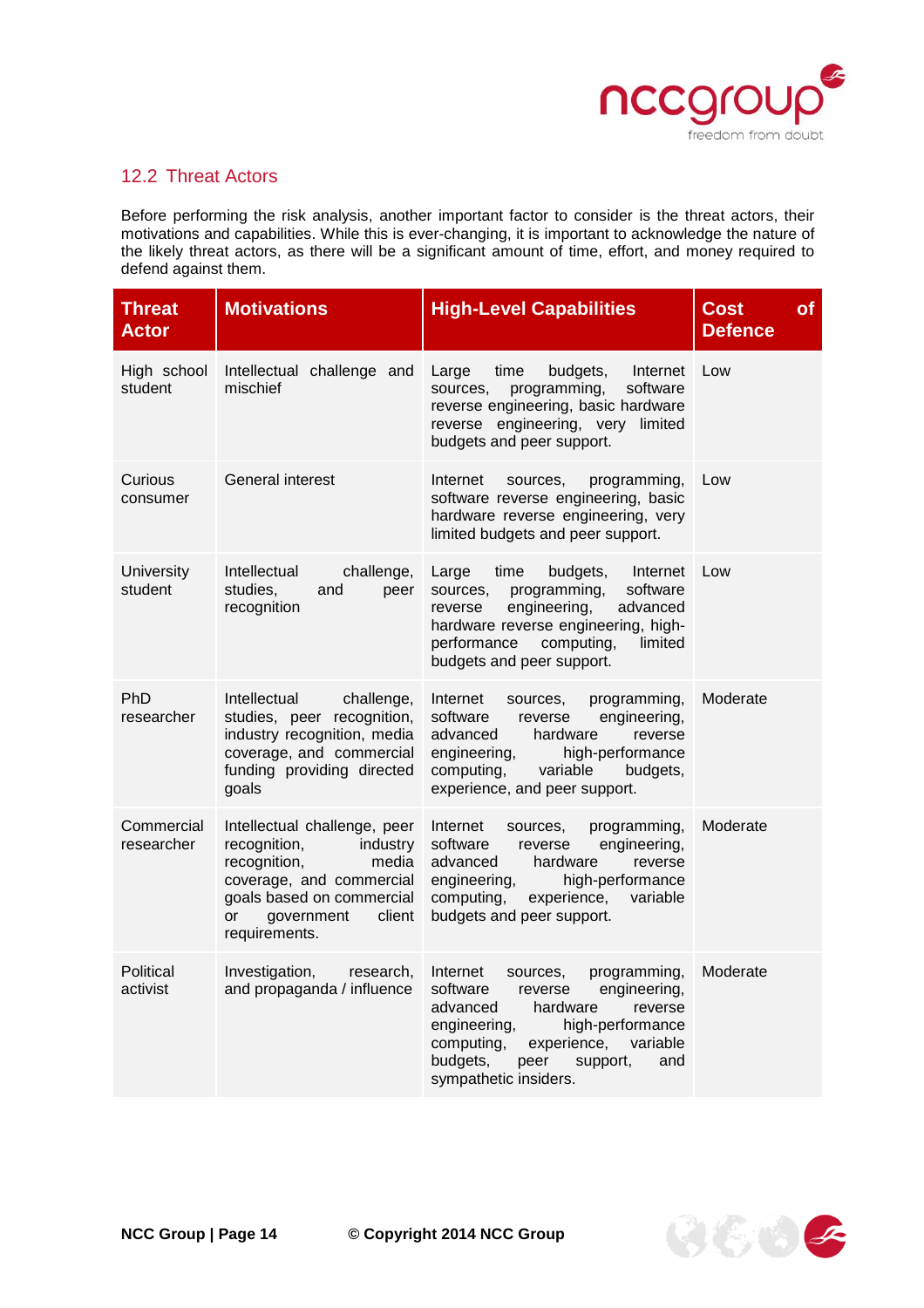## 12.2 Threat Actors

Before performing the risk analysis, another important factor to consider is the threat actors, their motivations and capabilities. While this is ever-changing, it is important to acknowledge the nature of the likely threat actors, as there will be a significant amount of time, effort, and money required to defend against them.

| Threat Actor | Motivations | High-Level Capabilities | Cost of Defence |
|---|---|---|---|
| High school student | Intellectual challenge and mischief | Large time budgets, Internet sources, programming, software reverse engineering, basic hardware reverse engineering, very limited budgets and peer support. | Low |
| Curious consumer | General interest | Internet sources, programming, software reverse engineering, basic hardware reverse engineering, very limited budgets and peer support. | Low |
| University student | Intellectual challenge, studies, and peer recognition | Large time budgets, Internet sources, programming, software reverse engineering, advanced hardware reverse engineering, high-performance computing, limited budgets and peer support. | Low |
| PhD researcher | Intellectual challenge, studies, peer recognition, industry recognition, media coverage, and commercial funding providing directed goals | Internet sources, programming, software reverse engineering, advanced hardware reverse engineering, high-performance computing, variable budgets, experience, and peer support. | Moderate |
| Commercial researcher | Intellectual challenge, peer recognition, industry recognition, media coverage, and commercial goals based on commercial or government client requirements. | Internet sources, programming, software reverse engineering, advanced hardware reverse engineering, high-performance computing, experience, variable budgets and peer support. | Moderate |
| Political activist | Investigation, research, and propaganda / influence | Internet sources, programming, software reverse engineering, advanced hardware reverse engineering, high-performance computing, experience, variable budgets, peer support, and sympathetic insiders. | Moderate |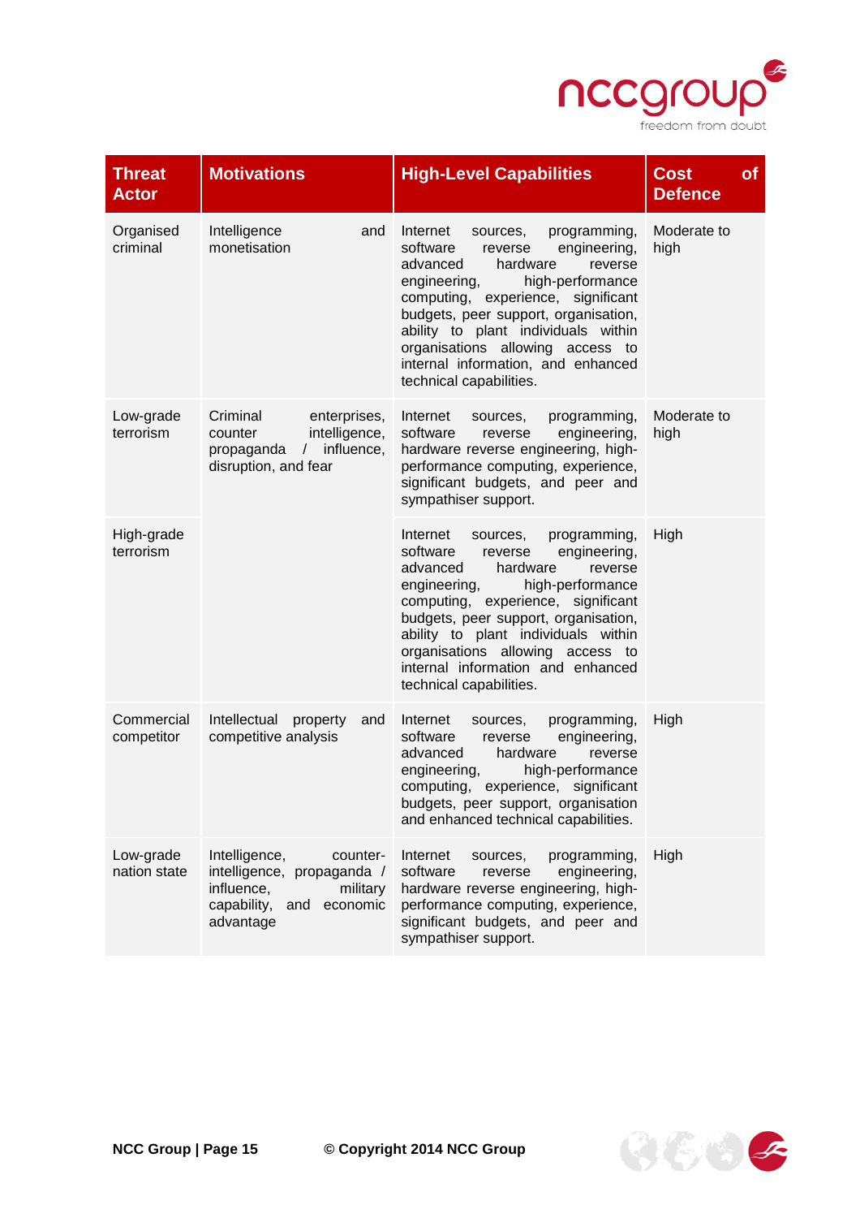| Threat Actor | Motivations | High-Level Capabilities | Cost of Defence |
|---|---|---|---|
| Organised criminal | Intelligence and monetisation | Internet sources, programming, software reverse engineering, advanced hardware reverse engineering, high-performance computing, experience, significant budgets, peer support, organisation, ability to plant individuals within organisations allowing access to internal information, and enhanced technical capabilities. | Moderate to high |
| Low-grade terrorism | Criminal enterprises, counter intelligence, propaganda / influence, disruption, and fear | Internet sources, programming, software reverse engineering, hardware reverse engineering, high-performance computing, experience, significant budgets, and peer and sympathiser support. | Moderate to high |
| High-grade terrorism | | Internet sources, programming, software reverse engineering, advanced hardware reverse engineering, high-performance computing, experience, significant budgets, peer support, organisation, ability to plant individuals within organisations allowing access to internal information and enhanced technical capabilities. | High |
| Commercial competitor | Intellectual property and competitive analysis | Internet sources, programming, software reverse engineering, advanced hardware reverse engineering, high-performance computing, experience, significant budgets, peer support, organisation and enhanced technical capabilities. | High |
| Low-grade nation state | Intelligence, counter-intelligence, propaganda / influence, military capability, and economic advantage | Internet sources, programming, software reverse engineering, hardware reverse engineering, high-performance computing, experience, significant budgets, and peer and sympathiser support. | High |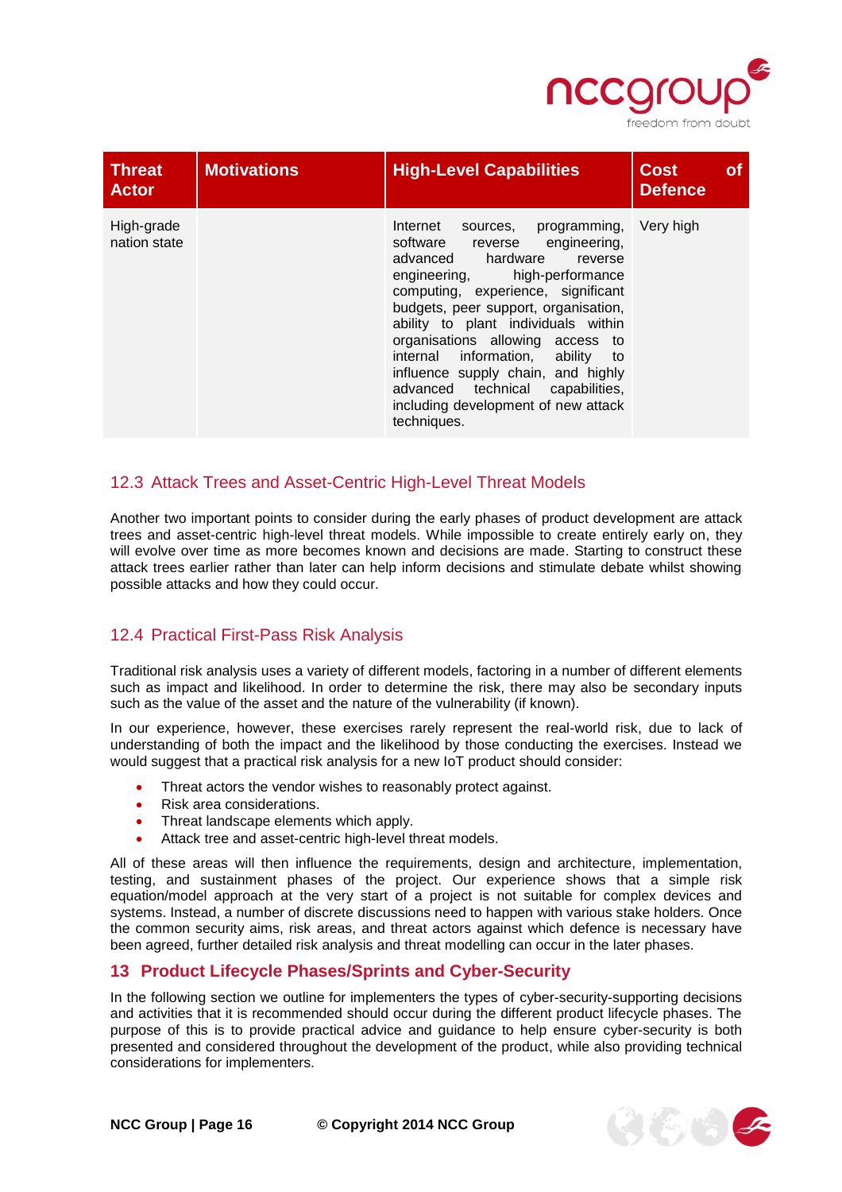| Threat Actor | Motivations | High-Level Capabilities | Cost of Defence |
|---|---|---|---|
| High-grade nation state | | Internet sources, programming, software reverse engineering, advanced hardware reverse engineering, high-performance computing, experience, significant budgets, peer support, organisation, ability to plant individuals within organisations allowing access to internal information, ability to influence supply chain, and highly advanced technical capabilities, including development of new attack techniques. | Very high |

### 12.3 Attack Trees and Asset-Centric High-Level Threat Models

Another two important points to consider during the early phases of product development are attack trees and asset-centric high-level threat models. While impossible to create entirely early on, they will evolve over time as more becomes known and decisions are made. Starting to construct these attack trees earlier rather than later can help inform decisions and stimulate debate whilst showing possible attacks and how they could occur.

### 12.4 Practical First-Pass Risk Analysis

Traditional risk analysis uses a variety of different models, factoring in a number of different elements such as impact and likelihood. In order to determine the risk, there may also be secondary inputs such as the value of the asset and the nature of the vulnerability (if known).

In our experience, however, these exercises rarely represent the real-world risk, due to lack of understanding of both the impact and the likelihood by those conducting the exercises. Instead we would suggest that a practical risk analysis for a new IoT product should consider:

- Threat actors the vendor wishes to reasonably protect against.
- Risk area considerations.
- Threat landscape elements which apply.
- Attack tree and asset-centric high-level threat models.

All of these areas will then influence the requirements, design and architecture, implementation, testing, and sustainment phases of the project. Our experience shows that a simple risk equation/model approach at the very start of a project is not suitable for complex devices and systems. Instead, a number of discrete discussions need to happen with various stake holders. Once the common security aims, risk areas, and threat actors against which defence is necessary have been agreed, further detailed risk analysis and threat modelling can occur in the later phases.

## 13 Product Lifecycle Phases/Sprints and Cyber-Security

In the following section we outline for implementers the types of cyber-security-supporting decisions and activities that it is recommended should occur during the different product lifecycle phases. The purpose of this is to provide practical advice and guidance to help ensure cyber-security is both presented and considered throughout the development of the product, while also providing technical considerations for implementers.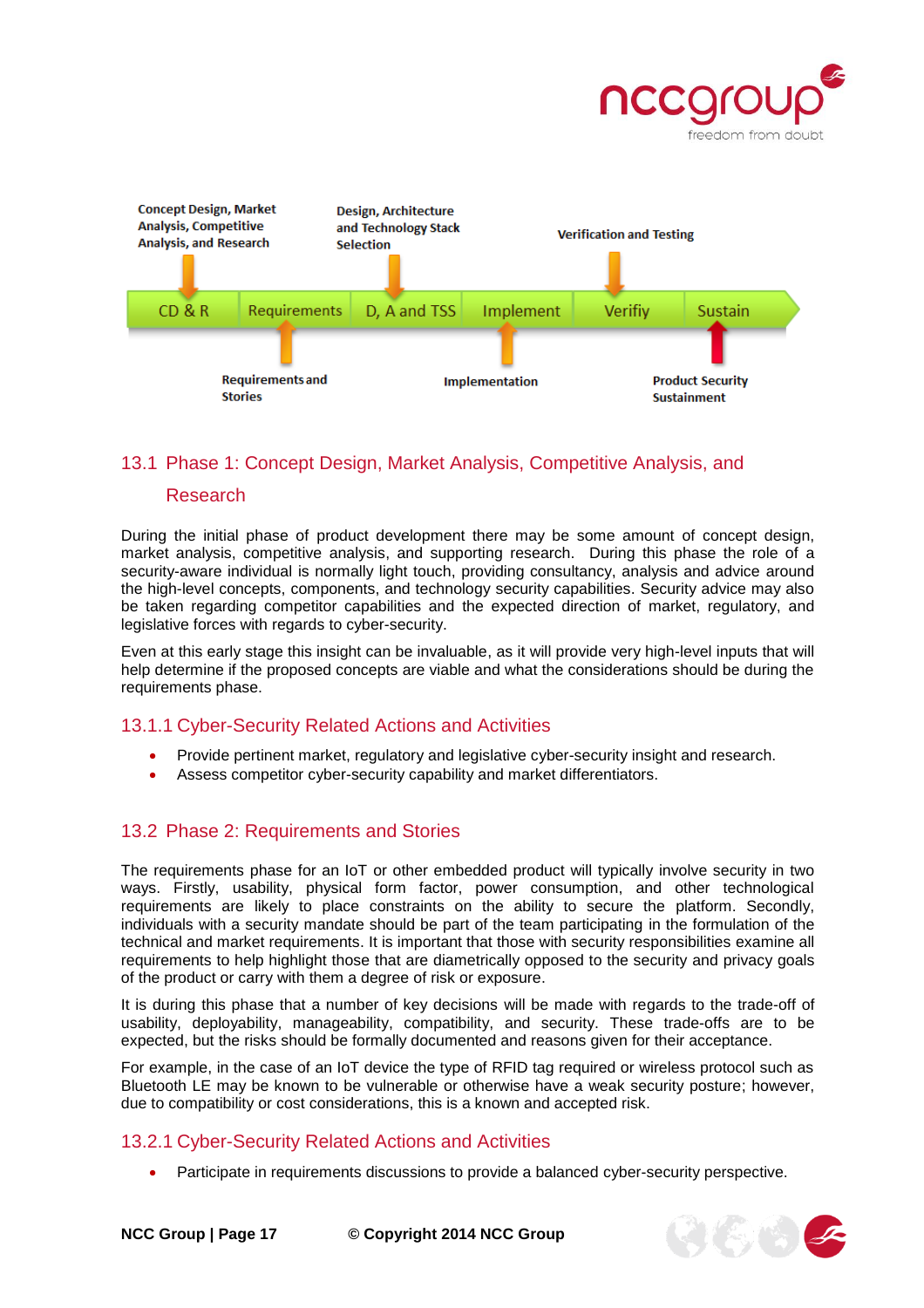Concept Design, Market Analysis, Competitive Analysis, and Research

Design, Architecture and Technology Stack Selection

Verification and Testing

CD & R | Requirements | D, A and TSS | Implement | Verifiy | Sustain

Requirements and Stories

Implementation

Product Security Sustainment

## 13.1 Phase 1: Concept Design, Market Analysis, Competitive Analysis, and Research

During the initial phase of product development there may be some amount of concept design, market analysis, competitive analysis, and supporting research. During this phase the role of a security-aware individual is normally light touch, providing consultancy, analysis and advice around the high-level concepts, components, and technology security capabilities. Security advice may also be taken regarding competitor capabilities and the expected direction of market, regulatory, and legislative forces with regards to cyber-security.

Even at this early stage this insight can be invaluable, as it will provide very high-level inputs that will help determine if the proposed concepts are viable and what the considerations should be during the requirements phase.

### 13.1.1 Cyber-Security Related Actions and Activities

- Provide pertinent market, regulatory and legislative cyber-security insight and research.
- Assess competitor cyber-security capability and market differentiators.

## 13.2 Phase 2: Requirements and Stories

The requirements phase for an IoT or other embedded product will typically involve security in two ways. Firstly, usability, physical form factor, power consumption, and other technological requirements are likely to place constraints on the ability to secure the platform. Secondly, individuals with a security mandate should be part of the team participating in the formulation of the technical and market requirements. It is important that those with security responsibilities examine all requirements to help highlight those that are diametrically opposed to the security and privacy goals of the product or carry with them a degree of risk or exposure.

It is during this phase that a number of key decisions will be made with regards to the trade-off of usability, deployability, manageability, compatibility, and security. These trade-offs are to be expected, but the risks should be formally documented and reasons given for their acceptance.

For example, in the case of an IoT device the type of RFID tag required or wireless protocol such as Bluetooth LE may be known to be vulnerable or otherwise have a weak security posture; however, due to compatibility or cost considerations, this is a known and accepted risk.

### 13.2.1 Cyber-Security Related Actions and Activities

- Participate in requirements discussions to provide a balanced cyber-security perspective.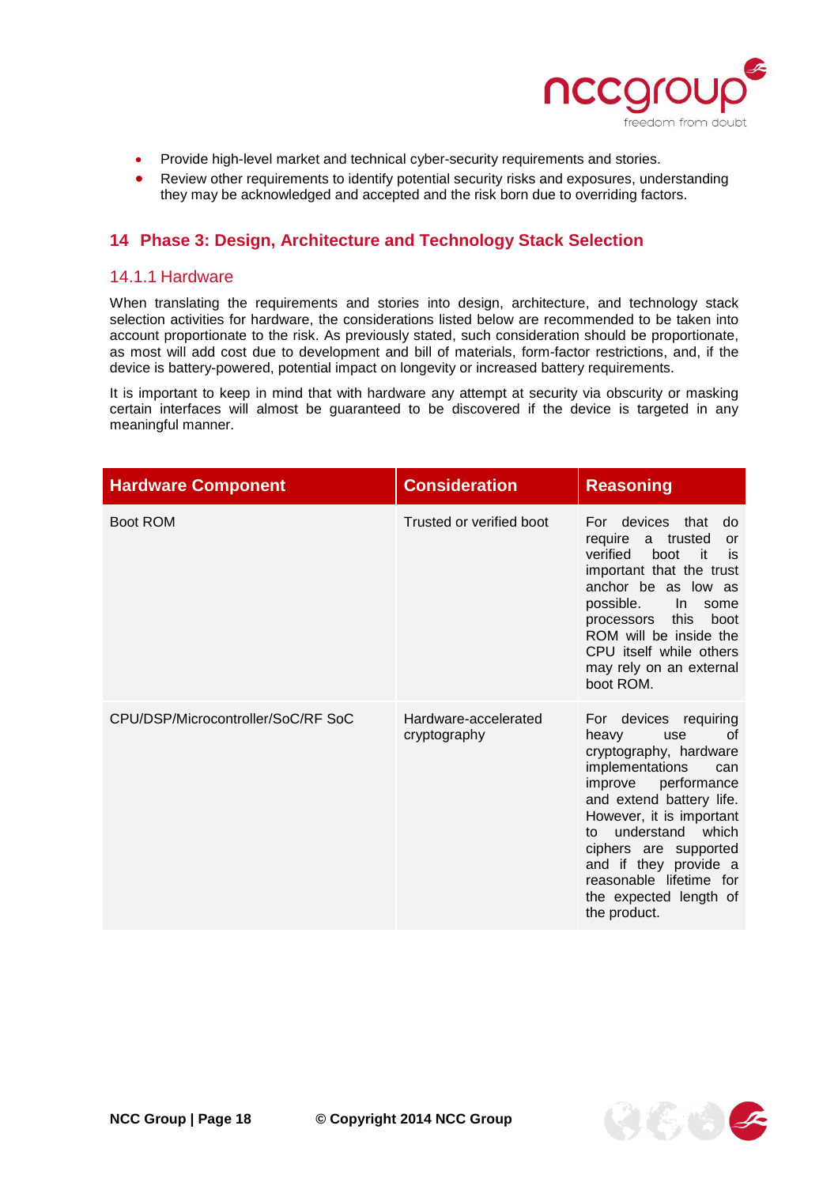- Provide high-level market and technical cyber-security requirements and stories.
- Review other requirements to identify potential security risks and exposures, understanding they may be acknowledged and accepted and the risk born due to overriding factors.

## 14 Phase 3: Design, Architecture and Technology Stack Selection

### 14.1.1 Hardware

When translating the requirements and stories into design, architecture, and technology stack selection activities for hardware, the considerations listed below are recommended to be taken into account proportionate to the risk. As previously stated, such consideration should be proportionate, as most will add cost due to development and bill of materials, form-factor restrictions, and, if the device is battery-powered, potential impact on longevity or increased battery requirements.

It is important to keep in mind that with hardware any attempt at security via obscurity or masking certain interfaces will almost be guaranteed to be discovered if the device is targeted in any meaningful manner.

| Hardware Component | Consideration | Reasoning |
| --- | --- | --- |
| Boot ROM | Trusted or verified boot | For devices that do require a trusted or verified boot it is important that the trust anchor be as low as possible. In some processors this boot ROM will be inside the CPU itself while others may rely on an external boot ROM. |
| CPU/DSP/Microcontroller/SoC/RF SoC | Hardware-accelerated cryptography | For devices requiring heavy use of cryptography, hardware implementations can improve performance and extend battery life. However, it is important to understand which ciphers are supported and if they provide a reasonable lifetime for the expected length of the product. |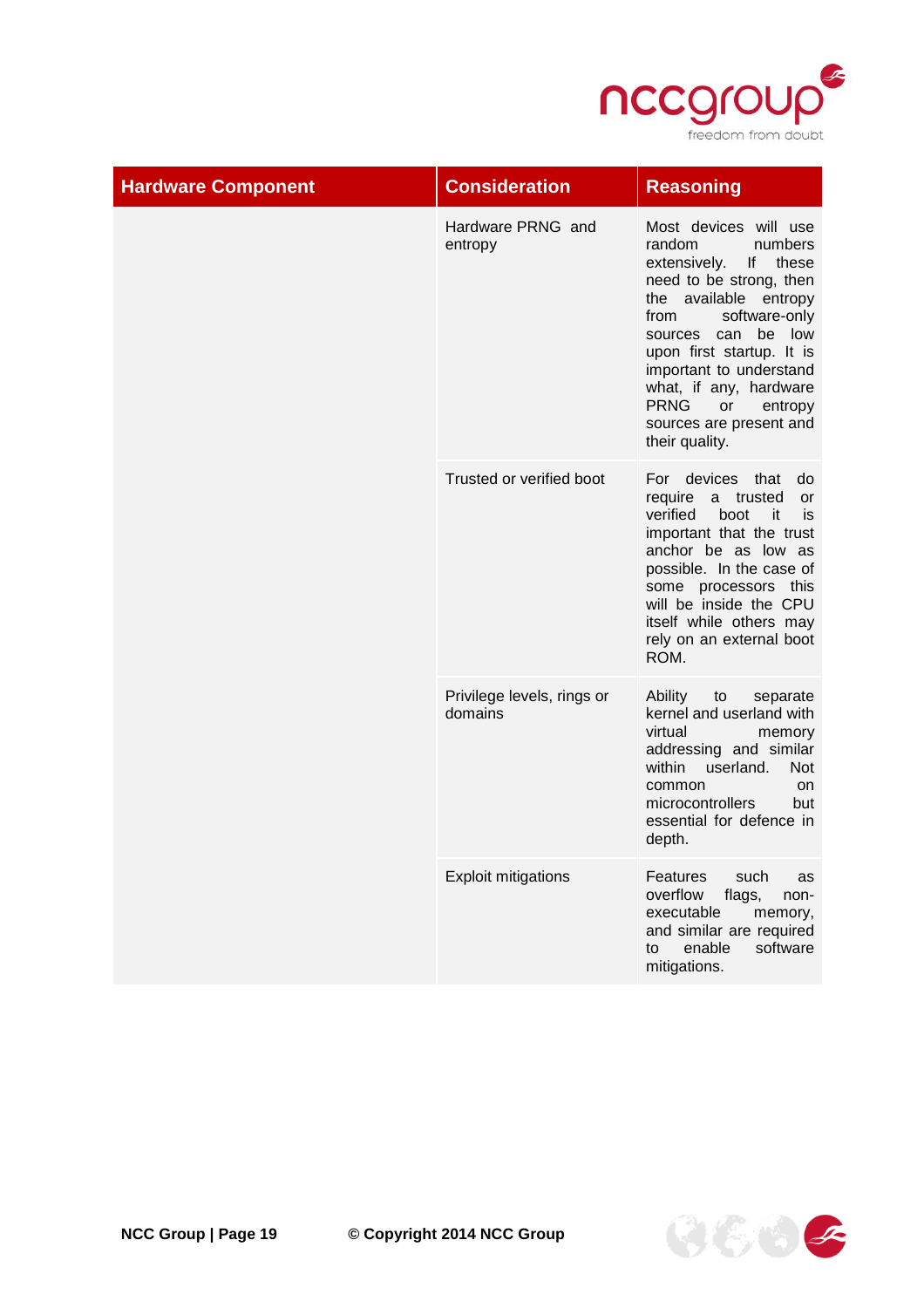| Hardware Component | Consideration | Reasoning |
|---|---|---|
| | Hardware PRNG and entropy | Most devices will use random numbers extensively. If these need to be strong, then the available entropy from software-only sources can be low upon first startup. It is important to understand what, if any, hardware PRNG or entropy sources are present and their quality. |
| | Trusted or verified boot | For devices that do require a trusted or verified boot it is important that the trust anchor be as low as possible. In the case of some processors this will be inside the CPU itself while others may rely on an external boot ROM. |
| | Privilege levels, rings or domains | Ability to separate kernel and userland with virtual memory addressing and similar within userland. Not common on microcontrollers but essential for defence in depth. |
| | Exploit mitigations | Features such as overflow flags, non-executable memory, and similar are required to enable software mitigations. |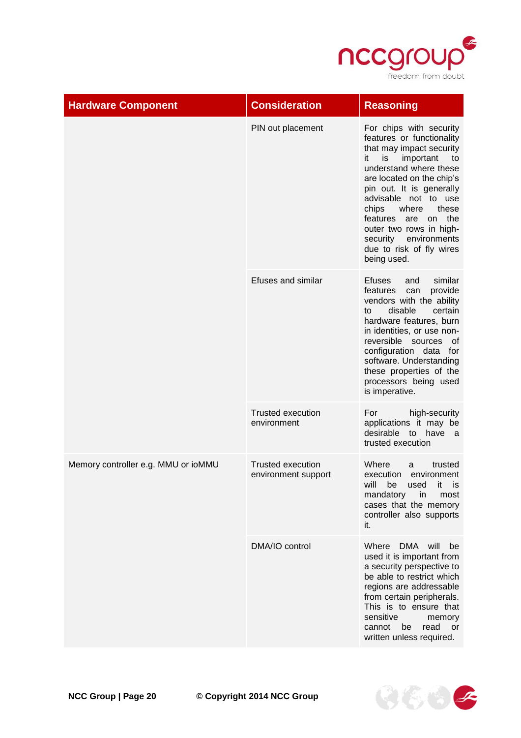| Hardware Component | Consideration | Reasoning |
| --- | --- | --- |
| | PIN out placement | For chips with security features or functionality that may impact security it is important to understand where these are located on the chip's pin out. It is generally advisable not to use chips where these features are on the outer two rows in high-security environments due to risk of fly wires being used. |
| | Efuses and similar | Efuses and similar features can provide vendors with the ability to disable certain hardware features, burn in identities, or use non-reversible sources of configuration data for software. Understanding these properties of the processors being used is imperative. |
| | Trusted execution environment | For high-security applications it may be desirable to have a trusted execution |
| Memory controller e.g. MMU or ioMMU | Trusted execution environment support | Where a trusted execution environment will be used it is mandatory in most cases that the memory controller also supports it. |
| | DMA/IO control | Where DMA will be used it is important from a security perspective to be able to restrict which regions are addressable from certain peripherals. This is to ensure that sensitive memory cannot be read or written unless required. |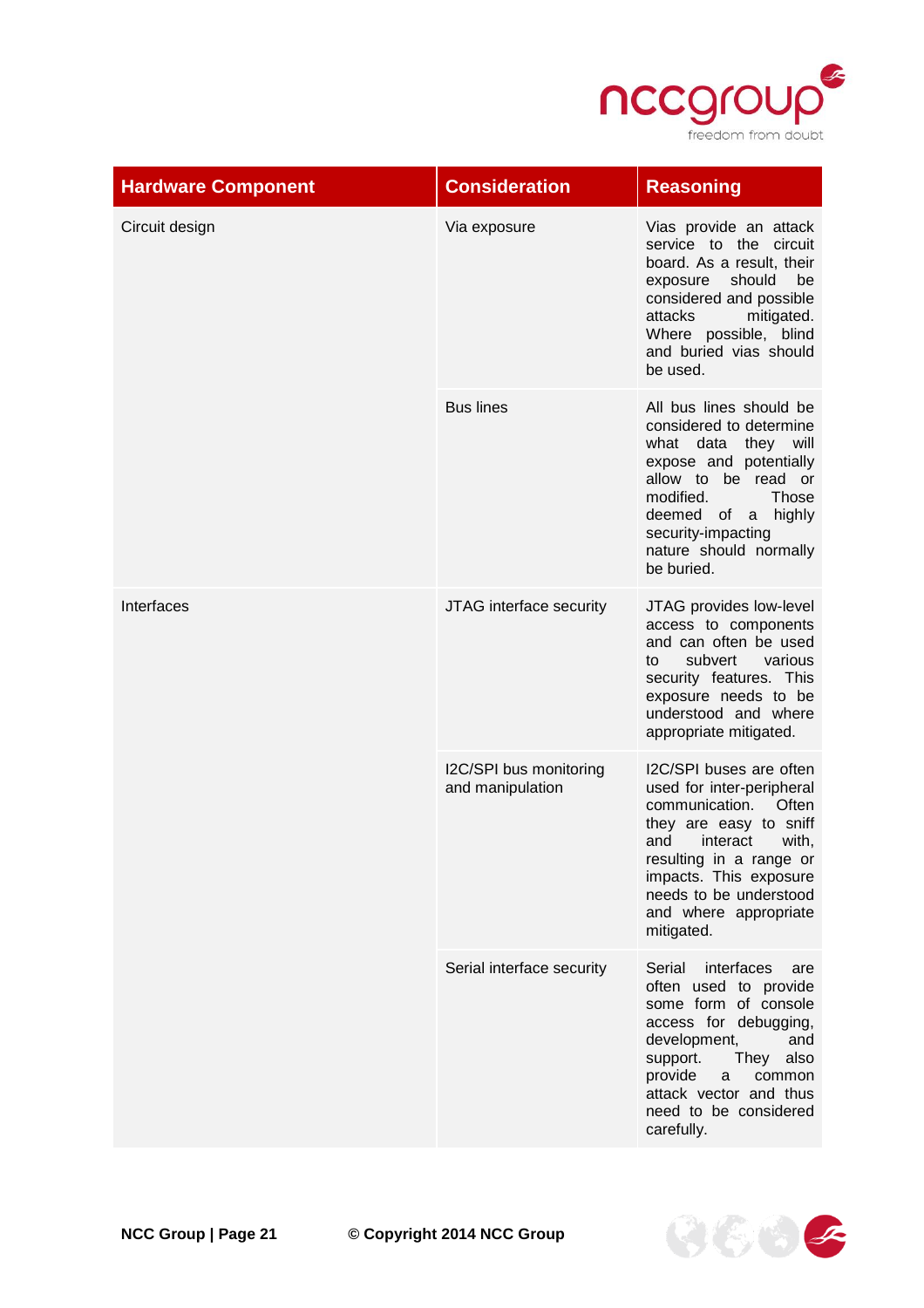| Hardware Component | Consideration | Reasoning |
|---|---|---|
| Circuit design | Via exposure | Vias provide an attack service to the circuit board. As a result, their exposure should be considered and possible attacks mitigated. Where possible, blind and buried vias should be used. |
| | Bus lines | All bus lines should be considered to determine what data they will expose and potentially allow to be read or modified. Those deemed of a highly security-impacting nature should normally be buried. |
| Interfaces | JTAG interface security | JTAG provides low-level access to components and can often be used to subvert various security features. This exposure needs to be understood and where appropriate mitigated. |
| | I2C/SPI bus monitoring and manipulation | I2C/SPI buses are often used for inter-peripheral communication. Often they are easy to sniff and interact with, resulting in a range or impacts. This exposure needs to be understood and where appropriate mitigated. |
| | Serial interface security | Serial interfaces are often used to provide some form of console access for debugging, development, and support. They also provide a common attack vector and thus need to be considered carefully. |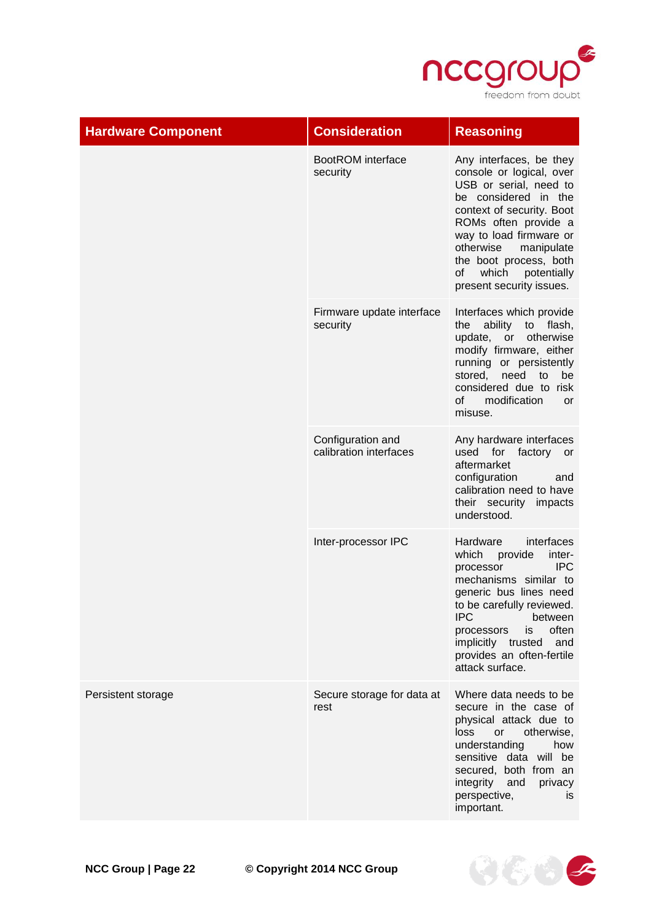| Hardware Component | Consideration | Reasoning |
| --- | --- | --- |
| | BootROM interface security | Any interfaces, be they console or logical, over USB or serial, need to be considered in the context of security. Boot ROMs often provide a way to load firmware or otherwise manipulate the boot process, both of which potentially present security issues. |
| | Firmware update interface security | Interfaces which provide the ability to flash, update, or otherwise modify firmware, either running or persistently stored, need to be considered due to risk of modification or misuse. |
| | Configuration and calibration interfaces | Any hardware interfaces used for factory or aftermarket configuration and calibration need to have their security impacts understood. |
| | Inter-processor IPC | Hardware interfaces which provide inter-processor IPC mechanisms similar to generic bus lines need to be carefully reviewed. IPC between processors is often implicitly trusted and provides an often-fertile attack surface. |
| Persistent storage | Secure storage for data at rest | Where data needs to be secure in the case of physical attack due to loss or otherwise, understanding how sensitive data will be secured, both from an integrity and privacy perspective, is important. |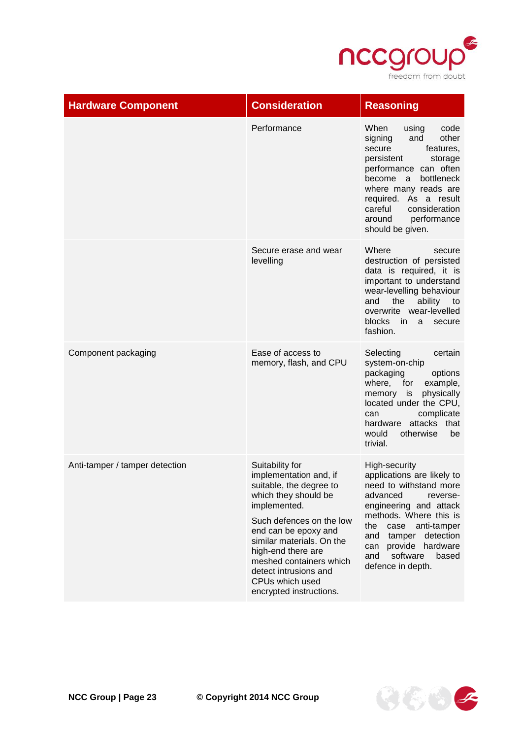| Hardware Component | Consideration | Reasoning |
|---|---|---|
| | Performance | When using code signing and other secure features, persistent storage performance can often become a bottleneck where many reads are required. As a result careful consideration around performance should be given. |
| | Secure erase and wear levelling | Where secure destruction of persisted data is required, it is important to understand wear-levelling behaviour and the ability to overwrite wear-levelled blocks in a secure fashion. |
| Component packaging | Ease of access to memory, flash, and CPU | Selecting certain system-on-chip packaging options where, for example, memory is physically located under the CPU, can complicate hardware attacks that would otherwise be trivial. |
| Anti-tamper / tamper detection | Suitability for implementation and, if suitable, the degree to which they should be implemented.<br><br>Such defences on the low end can be epoxy and similar materials. On the high-end there are meshed containers which detect intrusions and CPUs which used encrypted instructions. | High-security applications are likely to need to withstand more advanced reverse-engineering and attack methods. Where this is the case anti-tamper and tamper detection can provide hardware and software based defence in depth. |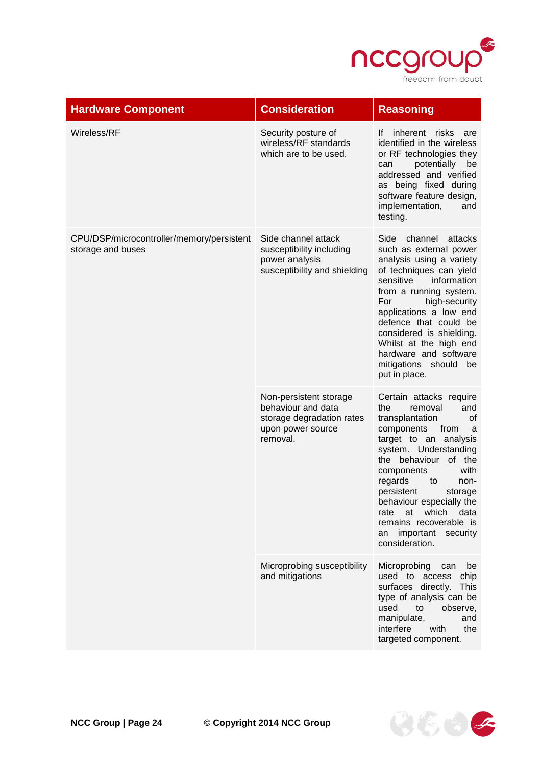| Hardware Component | Consideration | Reasoning |
| --- | --- | --- |
| Wireless/RF | Security posture of wireless/RF standards which are to be used. | If inherent risks are identified in the wireless or RF technologies they can potentially be addressed and verified as being fixed during software feature design, implementation, and testing. |
| CPU/DSP/microcontroller/memory/persistent storage and buses | Side channel attack susceptibility including power analysis susceptibility and shielding | Side channel attacks such as external power analysis using a variety of techniques can yield sensitive information from a running system. For high-security applications a low end defence that could be considered is shielding. Whilst at the high end hardware and software mitigations should be put in place. |
| | Non-persistent storage behaviour and data storage degradation rates upon power source removal. | Certain attacks require the removal and transplantation of components from a target to an analysis system. Understanding the behaviour of the components with regards to non-persistent storage behaviour especially the rate at which data remains recoverable is an important security consideration. |
| | Microprobing susceptibility and mitigations | Microprobing can be used to access chip surfaces directly. This type of analysis can be used to observe, manipulate, and interfere with the targeted component. |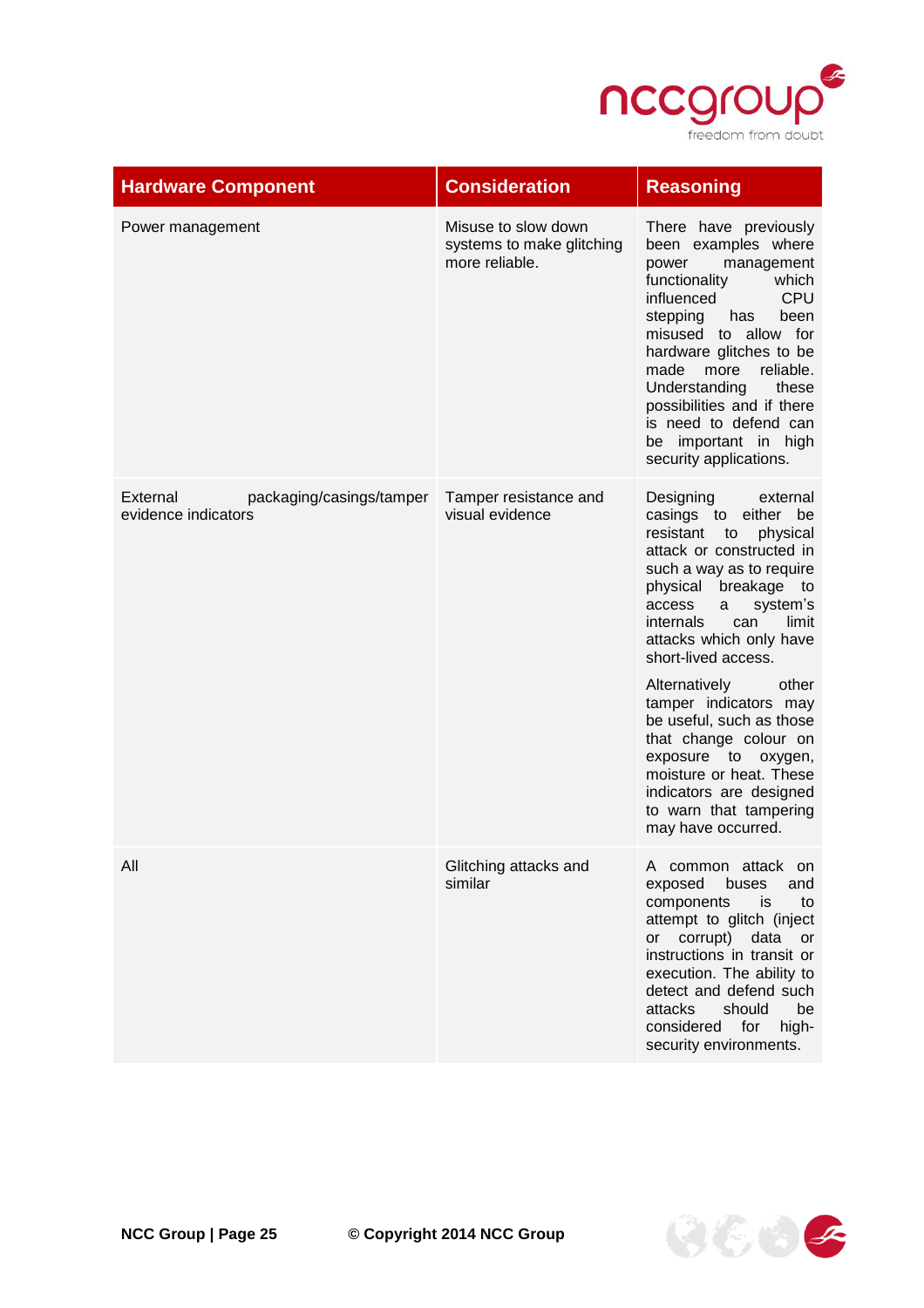| Hardware Component | Consideration | Reasoning |
|---|---|---|
| Power management | Misuse to slow down systems to make glitching more reliable. | There have previously been examples where power management functionality which influenced CPU stepping has been misused to allow for hardware glitches to be made more reliable. Understanding these possibilities and if there is need to defend can be important in high security applications. |
| External packaging/casings/tamper evidence indicators | Tamper resistance and visual evidence | Designing external casings to either be resistant to physical attack or constructed in such a way as to require physical breakage to access a system's internals can limit attacks which only have short-lived access.<br><br>Alternatively other tamper indicators may be useful, such as those that change colour on exposure to oxygen, moisture or heat. These indicators are designed to warn that tampering may have occurred. |
| All | Glitching attacks and similar | A common attack on exposed buses and components is to attempt to glitch (inject or corrupt) data or instructions in transit or execution. The ability to detect and defend such attacks should be considered for high-security environments. |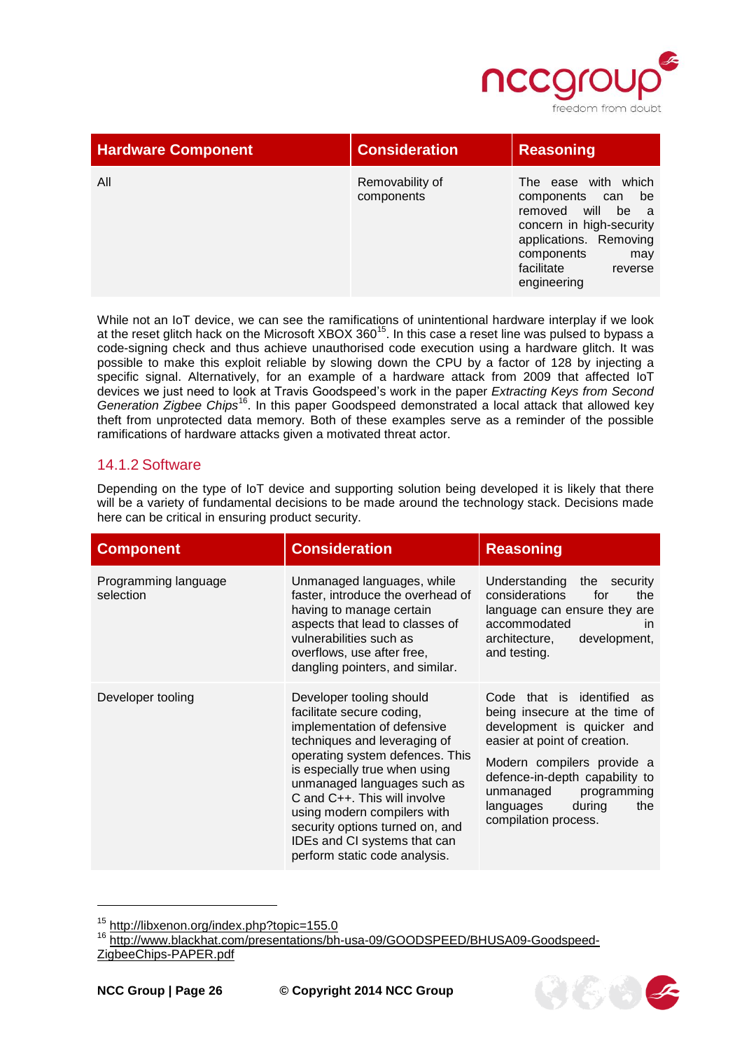| Hardware Component | Consideration | Reasoning |
| --- | --- | --- |
| All | Removability of components | The ease with which components can be removed will be a concern in high-security applications. Removing components may facilitate reverse engineering |

While not an IoT device, we can see the ramifications of unintentional hardware interplay if we look at the reset glitch hack on the Microsoft XBOX 360[15]. In this case a reset line was pulsed to bypass a code-signing check and thus achieve unauthorised code execution using a hardware glitch. It was possible to make this exploit reliable by slowing down the CPU by a factor of 128 by injecting a specific signal. Alternatively, for an example of a hardware attack from 2009 that affected IoT devices we just need to look at Travis Goodspeed's work in the paper *Extracting Keys from Second Generation Zigbee Chips*[16]. In this paper Goodspeed demonstrated a local attack that allowed key theft from unprotected data memory. Both of these examples serve as a reminder of the possible ramifications of hardware attacks given a motivated threat actor.

### 14.1.2 Software

Depending on the type of IoT device and supporting solution being developed it is likely that there will be a variety of fundamental decisions to be made around the technology stack. Decisions made here can be critical in ensuring product security.

| Component | Consideration | Reasoning |
| --- | --- | --- |
| Programming language selection | Unmanaged languages, while faster, introduce the overhead of having to manage certain aspects that lead to classes of vulnerabilities such as overflows, use after free, dangling pointers, and similar. | Understanding the security considerations for the language can ensure they are accommodated in architecture, development, and testing. |
| Developer tooling | Developer tooling should facilitate secure coding, implementation of defensive techniques and leveraging of operating system defences. This is especially true when using unmanaged languages such as C and C++. This will involve using modern compilers with security options turned on, and IDEs and CI systems that can perform static code analysis. | Code that is identified as being insecure at the time of development is quicker and easier at point of creation.<br><br>Modern compilers provide a defence-in-depth capability to unmanaged programming languages during the compilation process. |

[15] http://libxenon.org/index.php?topic=155.0

[16] http://www.blackhat.com/presentations/bh-usa-09/GOODSPEED/BHUSA09-Goodspeed-ZigbeeChips-PAPER.pdf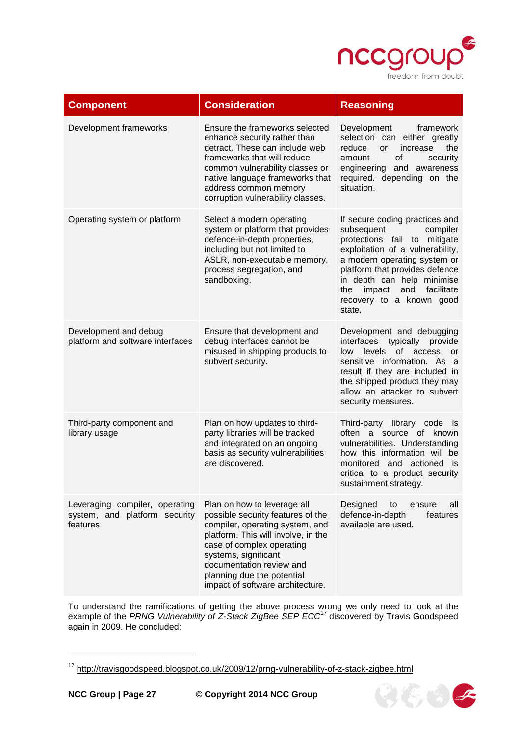| Component | Consideration | Reasoning |
|---|---|---|
| Development frameworks | Ensure the frameworks selected enhance security rather than detract. These can include web frameworks that will reduce common vulnerability classes or native language frameworks that address common memory corruption vulnerability classes. | Development framework selection can either greatly reduce or increase the amount of security engineering and awareness required. depending on the situation. |
| Operating system or platform | Select a modern operating system or platform that provides defence-in-depth properties, including but not limited to ASLR, non-executable memory, process segregation, and sandboxing. | If secure coding practices and subsequent compiler protections fail to mitigate exploitation of a vulnerability, a modern operating system or platform that provides defence in depth can help minimise the impact and facilitate recovery to a known good state. |
| Development and debug platform and software interfaces | Ensure that development and debug interfaces cannot be misused in shipping products to subvert security. | Development and debugging interfaces typically provide low levels of access or sensitive information. As a result if they are included in the shipped product they may allow an attacker to subvert security measures. |
| Third-party component and library usage | Plan on how updates to third-party libraries will be tracked and integrated on an ongoing basis as security vulnerabilities are discovered. | Third-party library code is often a source of known vulnerabilities. Understanding how this information will be monitored and actioned is critical to a product security sustainment strategy. |
| Leveraging compiler, operating system, and platform security features | Plan on how to leverage all possible security features of the compiler, operating system, and platform. This will involve, in the case of complex operating systems, significant documentation review and planning due the potential impact of software architecture. | Designed to ensure all defence-in-depth features available are used. |

To understand the ramifications of getting the above process wrong we only need to look at the example of the *PRNG Vulnerability of Z-Stack ZigBee SEP ECC*[17] discovered by Travis Goodspeed again in 2009. He concluded:

[17] http://travisgoodspeed.blogspot.co.uk/2009/12/prng-vulnerability-of-z-stack-zigbee.html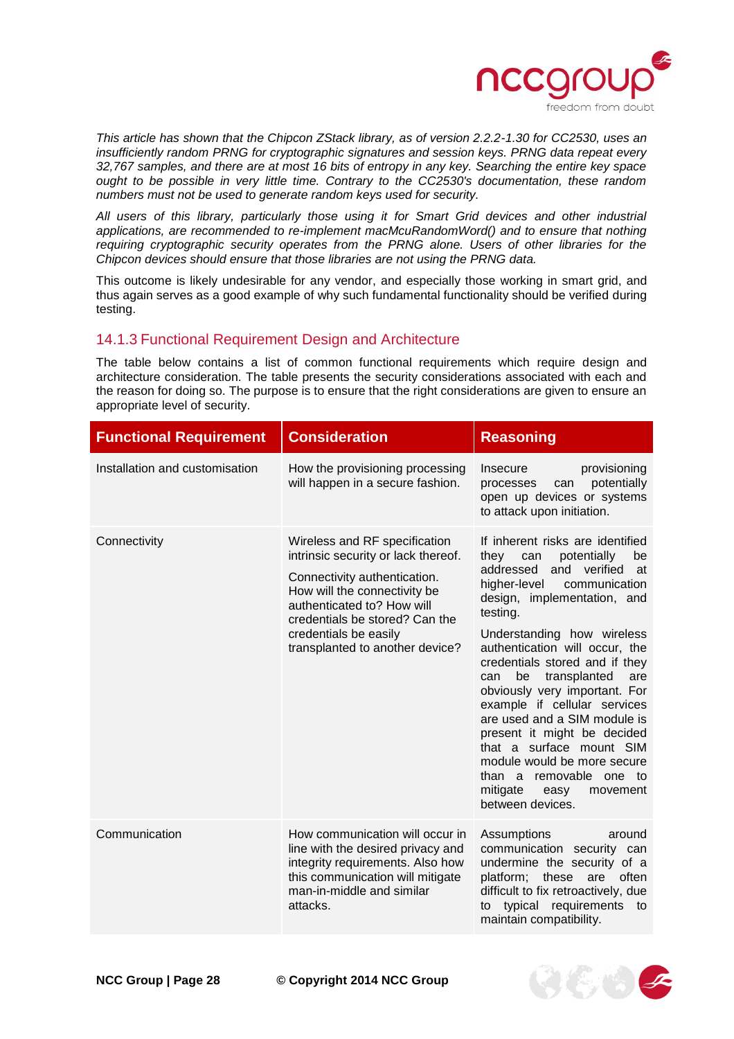*This article has shown that the Chipcon ZStack library, as of version 2.2.2-1.30 for CC2530, uses an insufficiently random PRNG for cryptographic signatures and session keys. PRNG data repeat every 32,767 samples, and there are at most 16 bits of entropy in any key. Searching the entire key space ought to be possible in very little time. Contrary to the CC2530's documentation, these random numbers must not be used to generate random keys used for security.*

*All users of this library, particularly those using it for Smart Grid devices and other industrial applications, are recommended to re-implement macMcuRandomWord() and to ensure that nothing requiring cryptographic security operates from the PRNG alone. Users of other libraries for the Chipcon devices should ensure that those libraries are not using the PRNG data.*

This outcome is likely undesirable for any vendor, and especially those working in smart grid, and thus again serves as a good example of why such fundamental functionality should be verified during testing.

### 14.1.3 Functional Requirement Design and Architecture

The table below contains a list of common functional requirements which require design and architecture consideration. The table presents the security considerations associated with each and the reason for doing so. The purpose is to ensure that the right considerations are given to ensure an appropriate level of security.

| Functional Requirement | Consideration | Reasoning |
|---|---|---|
| Installation and customisation | How the provisioning processing will happen in a secure fashion. | Insecure provisioning processes can potentially open up devices or systems to attack upon initiation. |
| Connectivity | Wireless and RF specification intrinsic security or lack thereof.<br><br>Connectivity authentication. How will the connectivity be authenticated to? How will credentials be stored? Can the credentials be easily transplanted to another device? | If inherent risks are identified they can potentially be addressed and verified at higher-level communication design, implementation, and testing.<br><br>Understanding how wireless authentication will occur, the credentials stored and if they can be transplanted are obviously very important. For example if cellular services are used and a SIM module is present it might be decided that a surface mount SIM module would be more secure than a removable one to mitigate easy movement between devices. |
| Communication | How communication will occur in line with the desired privacy and integrity requirements. Also how this communication will mitigate man-in-middle and similar attacks. | Assumptions around communication security can undermine the security of a platform; these are often difficult to fix retroactively, due to typical requirements to maintain compatibility. |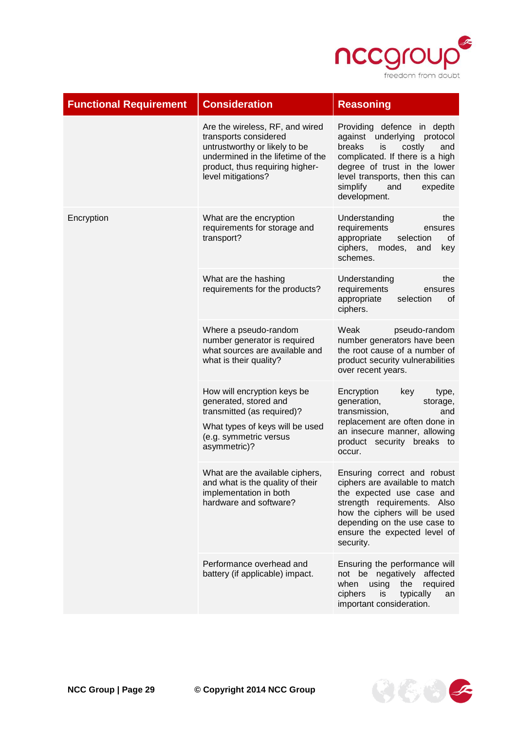| Functional Requirement | Consideration | Reasoning |
| --- | --- | --- |
| | Are the wireless, RF, and wired transports considered untrustworthy or likely to be undermined in the lifetime of the product, thus requiring higher-level mitigations? | Providing defence in depth against underlying protocol breaks is costly and complicated. If there is a high degree of trust in the lower level transports, then this can simplify and expedite development. |
| Encryption | What are the encryption requirements for storage and transport? | Understanding the requirements ensures appropriate selection of ciphers, modes, and key schemes. |
| | What are the hashing requirements for the products? | Understanding the requirements ensures appropriate selection of ciphers. |
| | Where a pseudo-random number generator is required what sources are available and what is their quality? | Weak pseudo-random number generators have been the root cause of a number of product security vulnerabilities over recent years. |
| | How will encryption keys be generated, stored and transmitted (as required)? What types of keys will be used (e.g. symmetric versus asymmetric)? | Encryption key type, generation, storage, transmission, and replacement are often done in an insecure manner, allowing product security breaks to occur. |
| | What are the available ciphers, and what is the quality of their implementation in both hardware and software? | Ensuring correct and robust ciphers are available to match the expected use case and strength requirements. Also how the ciphers will be used depending on the use case to ensure the expected level of security. |
| | Performance overhead and battery (if applicable) impact. | Ensuring the performance will not be negatively affected when using the required ciphers is typically an important consideration. |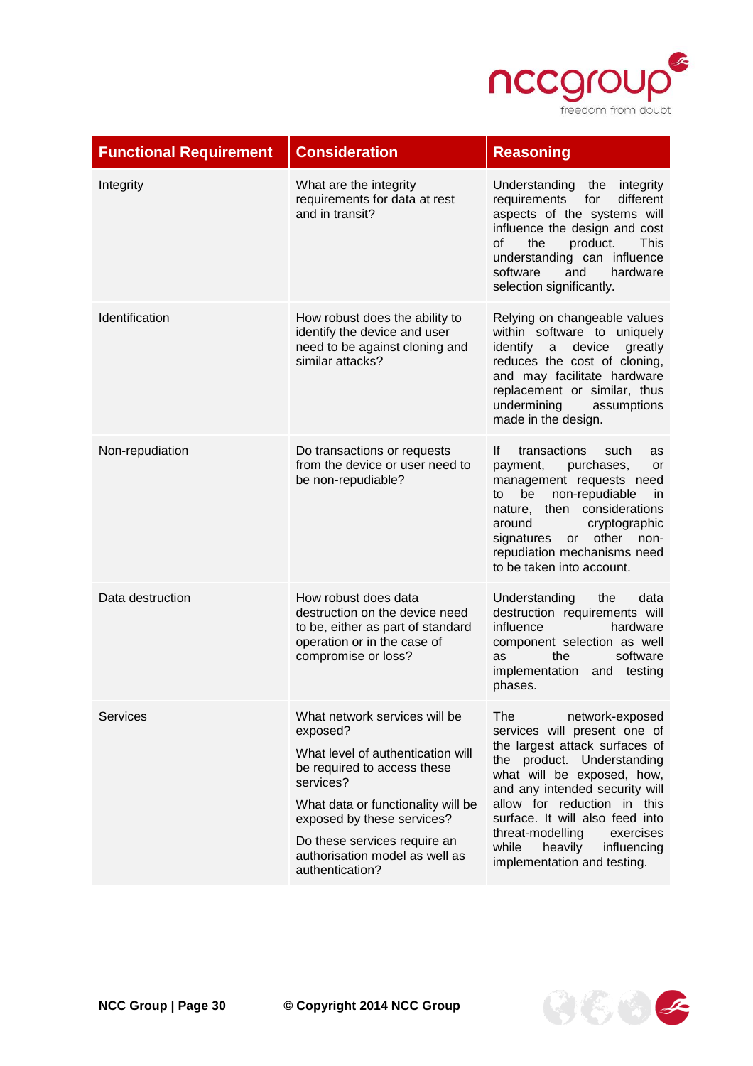| Functional Requirement | Consideration | Reasoning |
| --- | --- | --- |
| Integrity | What are the integrity requirements for data at rest and in transit? | Understanding the integrity requirements for different aspects of the systems will influence the design and cost of the product. This understanding can influence software and hardware selection significantly. |
| Identification | How robust does the ability to identify the device and user need to be against cloning and similar attacks? | Relying on changeable values within software to uniquely identify a device greatly reduces the cost of cloning, and may facilitate hardware replacement or similar, thus undermining assumptions made in the design. |
| Non-repudiation | Do transactions or requests from the device or user need to be non-repudiable? | If transactions such as payment, purchases, or management requests need to be non-repudiable in nature, then considerations around cryptographic signatures or other non-repudiation mechanisms need to be taken into account. |
| Data destruction | How robust does data destruction on the device need to be, either as part of standard operation or in the case of compromise or loss? | Understanding the data destruction requirements will influence hardware component selection as well as the software implementation and testing phases. |
| Services | What network services will be exposed?<br><br>What level of authentication will be required to access these services?<br><br>What data or functionality will be exposed by these services?<br><br>Do these services require an authorisation model as well as authentication? | The network-exposed services will present one of the largest attack surfaces of the product. Understanding what will be exposed, how, and any intended security will allow for reduction in this surface. It will also feed into threat-modelling exercises while heavily influencing implementation and testing. |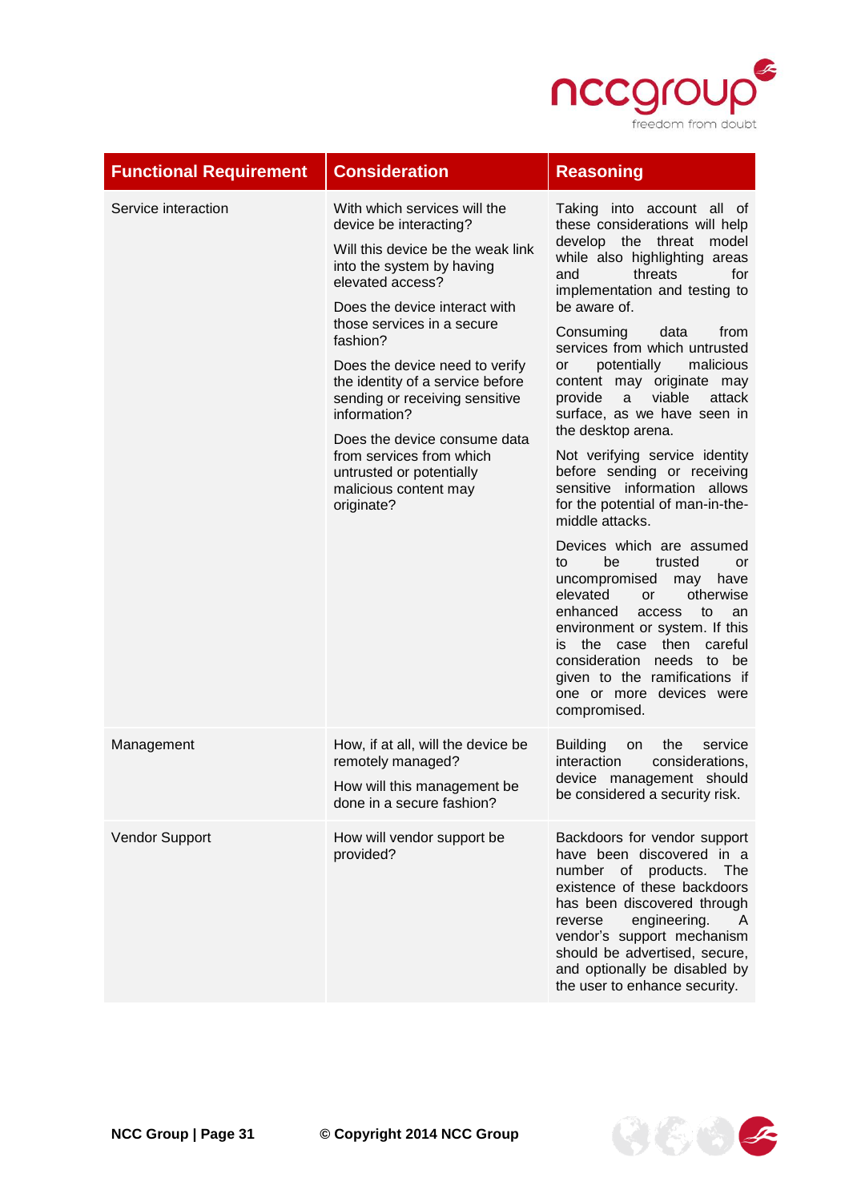| Functional Requirement | Consideration | Reasoning |
|---|---|---|
| Service interaction | With which services will the device be interacting?<br><br>Will this device be the weak link into the system by having elevated access?<br><br>Does the device interact with those services in a secure fashion?<br><br>Does the device need to verify the identity of a service before sending or receiving sensitive information?<br><br>Does the device consume data from services from which untrusted or potentially malicious content may originate? | Taking into account all of these considerations will help develop the threat model while also highlighting areas and threats for implementation and testing to be aware of.<br><br>Consuming data from services from which untrusted or potentially malicious content may originate may provide a viable attack surface, as we have seen in the desktop arena.<br><br>Not verifying service identity before sending or receiving sensitive information allows for the potential of man-in-the-middle attacks.<br><br>Devices which are assumed to be trusted or uncompromised may have elevated or otherwise enhanced access to an environment or system. If this is the case then careful consideration needs to be given to the ramifications if one or more devices were compromised. |
| Management | How, if at all, will the device be remotely managed?<br><br>How will this management be done in a secure fashion? | Building on the service interaction considerations, device management should be considered a security risk. |
| Vendor Support | How will vendor support be provided? | Backdoors for vendor support have been discovered in a number of products. The existence of these backdoors has been discovered through reverse engineering. A vendor's support mechanism should be advertised, secure, and optionally be disabled by the user to enhance security. |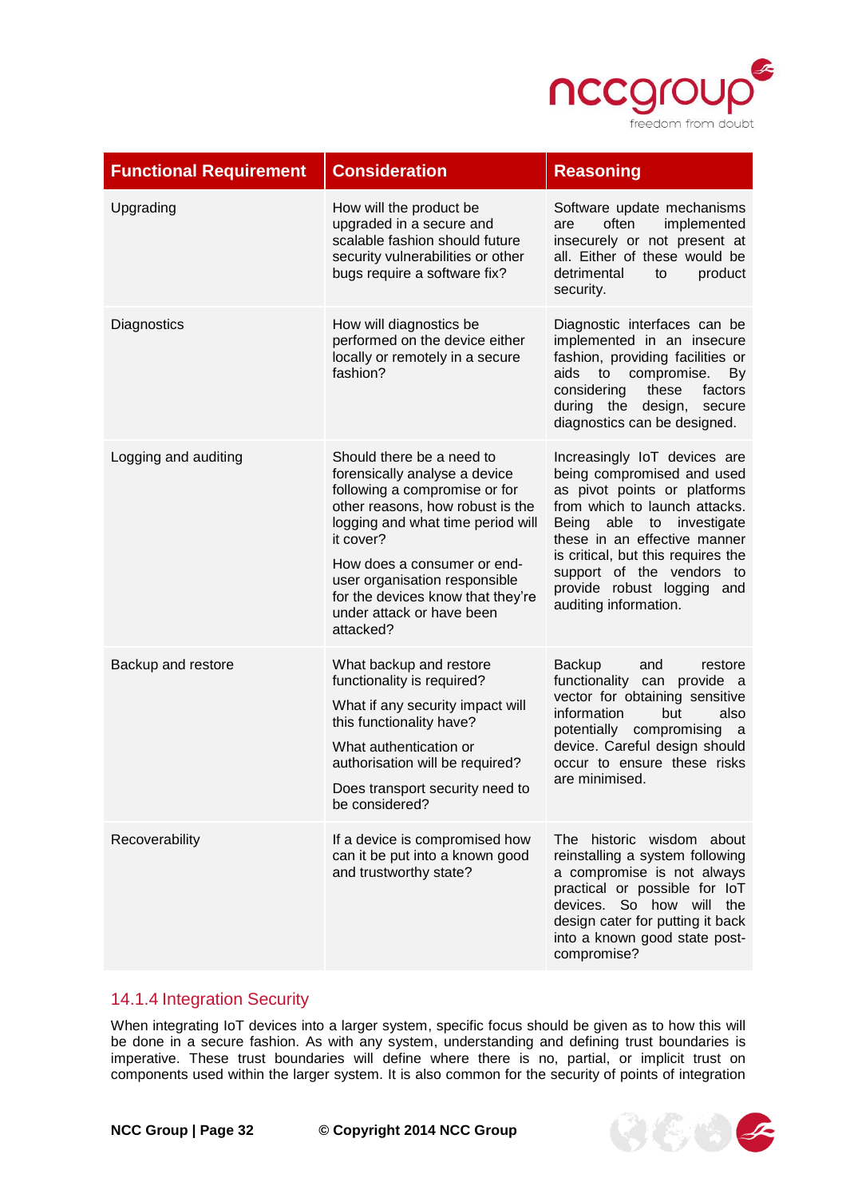| Functional Requirement | Consideration | Reasoning |
|---|---|---|
| Upgrading | How will the product be upgraded in a secure and scalable fashion should future security vulnerabilities or other bugs require a software fix? | Software update mechanisms are often implemented insecurely or not present at all. Either of these would be detrimental to product security. |
| Diagnostics | How will diagnostics be performed on the device either locally or remotely in a secure fashion? | Diagnostic interfaces can be implemented in an insecure fashion, providing facilities or aids to compromise. By considering these factors during the design, secure diagnostics can be designed. |
| Logging and auditing | Should there be a need to forensically analyse a device following a compromise or for other reasons, how robust is the logging and what time period will it cover?<br><br>How does a consumer or end-user organisation responsible for the devices know that they're under attack or have been attacked? | Increasingly IoT devices are being compromised and used as pivot points or platforms from which to launch attacks. Being able to investigate these in an effective manner is critical, but this requires the support of the vendors to provide robust logging and auditing information. |
| Backup and restore | What backup and restore functionality is required?<br><br>What if any security impact will this functionality have?<br><br>What authentication or authorisation will be required?<br><br>Does transport security need to be considered? | Backup and restore functionality can provide a vector for obtaining sensitive information but also potentially compromising a device. Careful design should occur to ensure these risks are minimised. |
| Recoverability | If a device is compromised how can it be put into a known good and trustworthy state? | The historic wisdom about reinstalling a system following a compromise is not always practical or possible for IoT devices. So how will the design cater for putting it back into a known good state post-compromise? |

### 14.1.4 Integration Security

When integrating IoT devices into a larger system, specific focus should be given as to how this will be done in a secure fashion. As with any system, understanding and defining trust boundaries is imperative. These trust boundaries will define where there is no, partial, or implicit trust on components used within the larger system. It is also common for the security of points of integration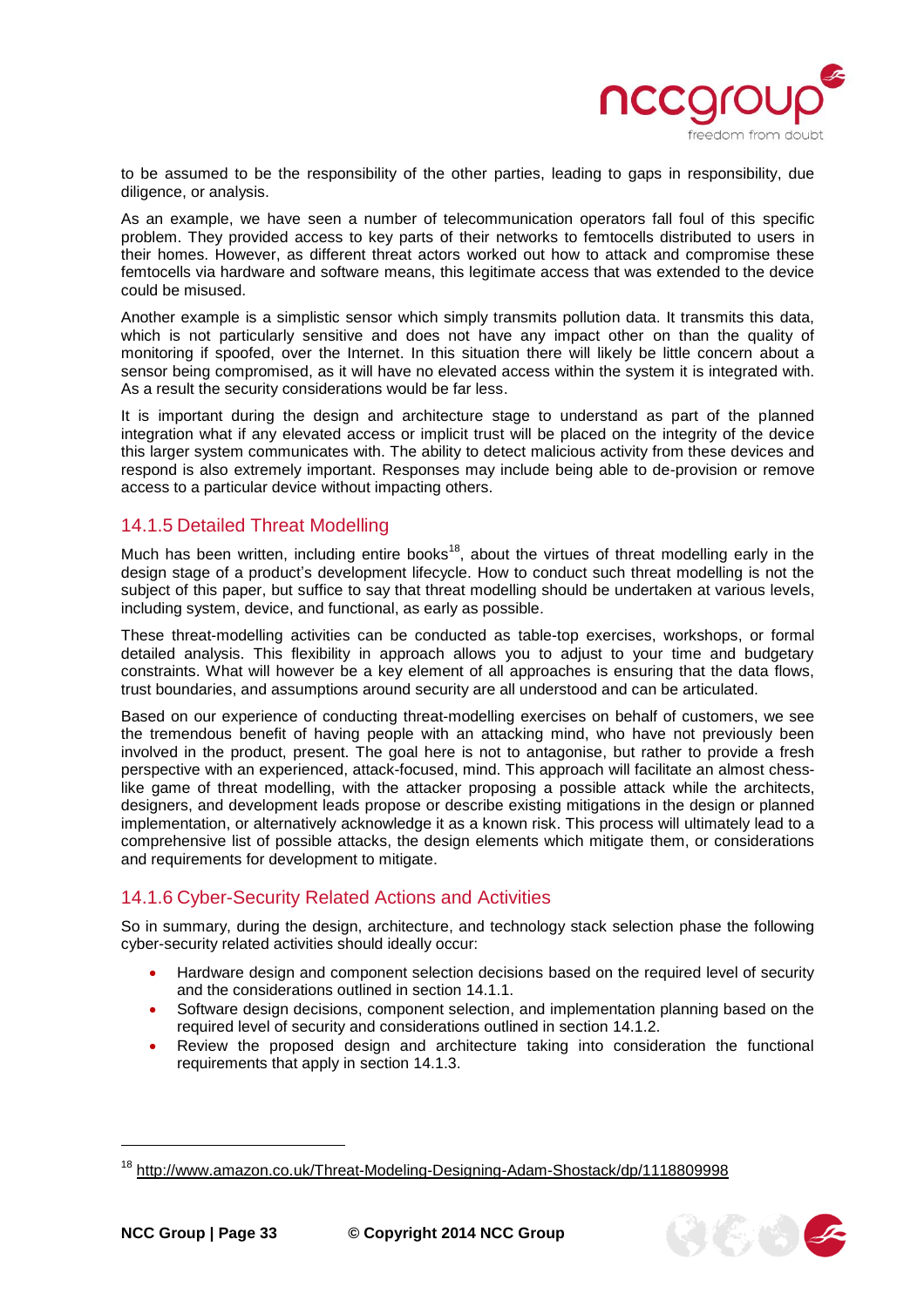to be assumed to be the responsibility of the other parties, leading to gaps in responsibility, due diligence, or analysis.

As an example, we have seen a number of telecommunication operators fall foul of this specific problem. They provided access to key parts of their networks to femtocells distributed to users in their homes. However, as different threat actors worked out how to attack and compromise these femtocells via hardware and software means, this legitimate access that was extended to the device could be misused.

Another example is a simplistic sensor which simply transmits pollution data. It transmits this data, which is not particularly sensitive and does not have any impact other on than the quality of monitoring if spoofed, over the Internet. In this situation there will likely be little concern about a sensor being compromised, as it will have no elevated access within the system it is integrated with. As a result the security considerations would be far less.

It is important during the design and architecture stage to understand as part of the planned integration what if any elevated access or implicit trust will be placed on the integrity of the device this larger system communicates with. The ability to detect malicious activity from these devices and respond is also extremely important. Responses may include being able to de-provision or remove access to a particular device without impacting others.

### 14.1.5 Detailed Threat Modelling

Much has been written, including entire books[18], about the virtues of threat modelling early in the design stage of a product's development lifecycle. How to conduct such threat modelling is not the subject of this paper, but suffice to say that threat modelling should be undertaken at various levels, including system, device, and functional, as early as possible.

These threat-modelling activities can be conducted as table-top exercises, workshops, or formal detailed analysis. This flexibility in approach allows you to adjust to your time and budgetary constraints. What will however be a key element of all approaches is ensuring that the data flows, trust boundaries, and assumptions around security are all understood and can be articulated.

Based on our experience of conducting threat-modelling exercises on behalf of customers, we see the tremendous benefit of having people with an attacking mind, who have not previously been involved in the product, present. The goal here is not to antagonise, but rather to provide a fresh perspective with an experienced, attack-focused, mind. This approach will facilitate an almost chess-like game of threat modelling, with the attacker proposing a possible attack while the architects, designers, and development leads propose or describe existing mitigations in the design or planned implementation, or alternatively acknowledge it as a known risk. This process will ultimately lead to a comprehensive list of possible attacks, the design elements which mitigate them, or considerations and requirements for development to mitigate.

### 14.1.6 Cyber-Security Related Actions and Activities

So in summary, during the design, architecture, and technology stack selection phase the following cyber-security related activities should ideally occur:

- Hardware design and component selection decisions based on the required level of security and the considerations outlined in section 14.1.1.
- Software design decisions, component selection, and implementation planning based on the required level of security and considerations outlined in section 14.1.2.
- Review the proposed design and architecture taking into consideration the functional requirements that apply in section 14.1.3.

[18] http://www.amazon.co.uk/Threat-Modeling-Designing-Adam-Shostack/dp/1118809998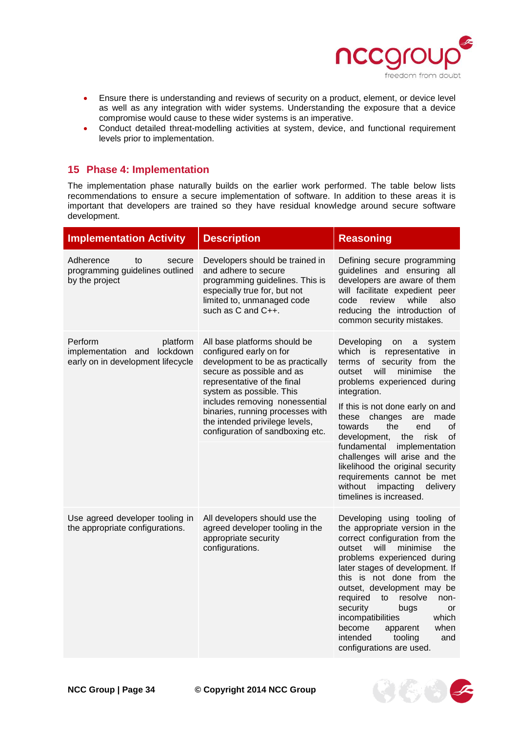- Ensure there is understanding and reviews of security on a product, element, or device level as well as any integration with wider systems. Understanding the exposure that a device compromise would cause to these wider systems is an imperative.
- Conduct detailed threat-modelling activities at system, device, and functional requirement levels prior to implementation.

## 15 Phase 4: Implementation

The implementation phase naturally builds on the earlier work performed. The table below lists recommendations to ensure a secure implementation of software. In addition to these areas it is important that developers are trained so they have residual knowledge around secure software development.

| Implementation Activity | Description | Reasoning |
|---|---|---|
| Adherence to secure programming guidelines outlined by the project | Developers should be trained in and adhere to secure programming guidelines. This is especially true for, but not limited to, unmanaged code such as C and C++. | Defining secure programming guidelines and ensuring all developers are aware of them will facilitate expedient peer code review while also reducing the introduction of common security mistakes. |
| Perform platform implementation and lockdown early on in development lifecycle | All base platforms should be configured early on for development to be as practically secure as possible and as representative of the final system as possible. This includes removing nonessential binaries, running processes with the intended privilege levels, configuration of sandboxing etc. | Developing on a system which is representative in terms of security from the outset will minimise the problems experienced during integration.<br><br>If this is not done early on and these changes are made towards the end of development, the risk of fundamental implementation challenges will arise and the likelihood the original security requirements cannot be met without impacting delivery timelines is increased. |
| Use agreed developer tooling in the appropriate configurations. | All developers should use the agreed developer tooling in the appropriate security configurations. | Developing using tooling of the appropriate version in the correct configuration from the outset will minimise the problems experienced during later stages of development. If this is not done from the outset, development may be required to resolve non-security bugs or incompatibilities which become apparent when intended tooling and configurations are used. |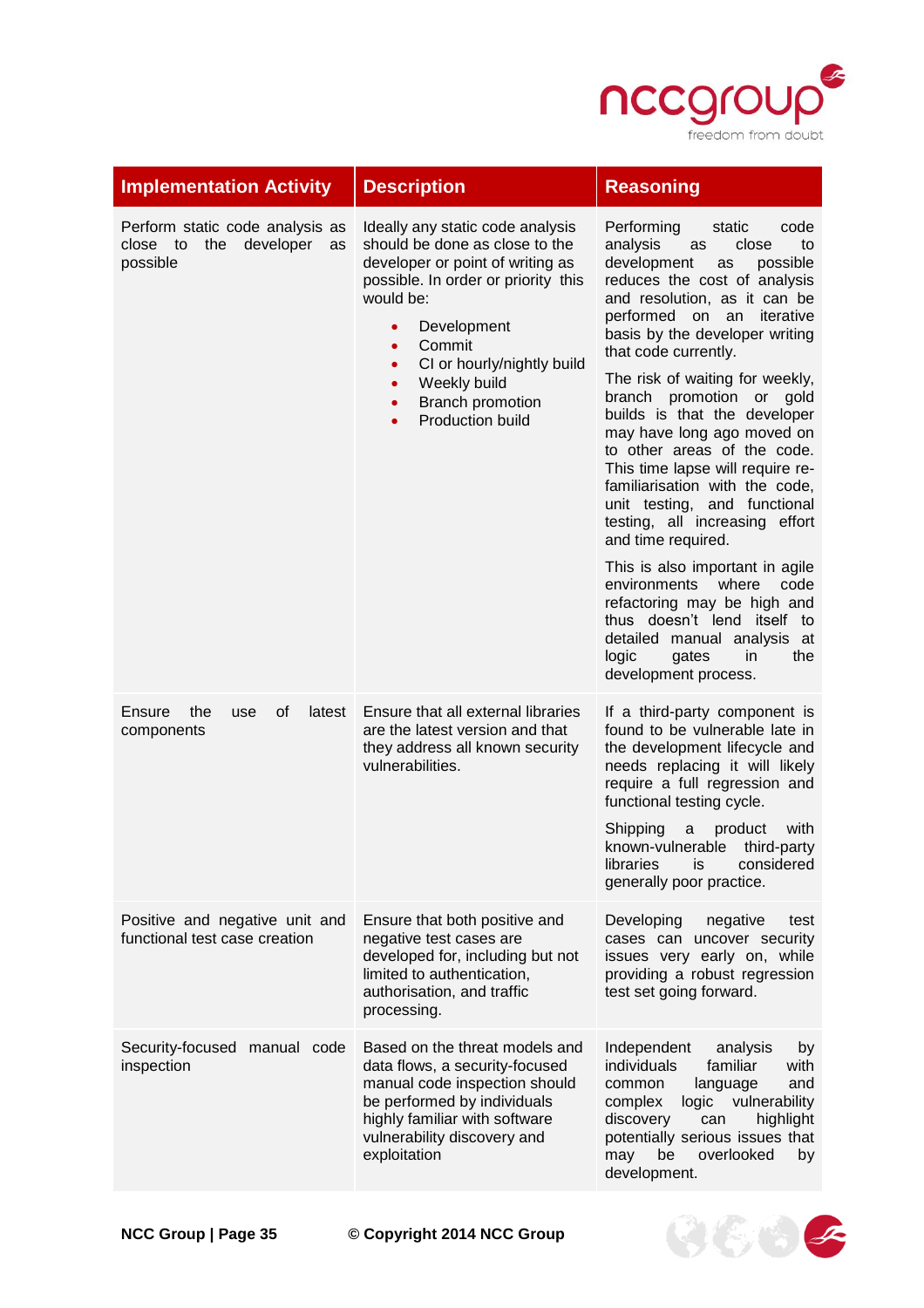| Implementation Activity | Description | Reasoning |
|---|---|---|
| Perform static code analysis as close to the developer as possible | Ideally any static code analysis should be done as close to the developer or point of writing as possible. In order or priority this would be:<br>• Development<br>• Commit<br>• CI or hourly/nightly build<br>• Weekly build<br>• Branch promotion<br>• Production build | Performing static code analysis as close to development as possible reduces the cost of analysis and resolution, as it can be performed on an iterative basis by the developer writing that code currently.<br><br>The risk of waiting for weekly, branch promotion or gold builds is that the developer may have long ago moved on to other areas of the code. This time lapse will require re-familiarisation with the code, unit testing, and functional testing, all increasing effort and time required.<br><br>This is also important in agile environments where code refactoring may be high and thus doesn't lend itself to detailed manual analysis at logic gates in the development process. |
| Ensure the use of latest components | Ensure that all external libraries are the latest version and that they address all known security vulnerabilities. | If a third-party component is found to be vulnerable late in the development lifecycle and needs replacing it will likely require a full regression and functional testing cycle.<br><br>Shipping a product with known-vulnerable third-party libraries is considered generally poor practice. |
| Positive and negative unit and functional test case creation | Ensure that both positive and negative test cases are developed for, including but not limited to authentication, authorisation, and traffic processing. | Developing negative test cases can uncover security issues very early on, while providing a robust regression test set going forward. |
| Security-focused manual code inspection | Based on the threat models and data flows, a security-focused manual code inspection should be performed by individuals highly familiar with software vulnerability discovery and exploitation | Independent analysis by individuals familiar with common language and complex logic vulnerability discovery can highlight potentially serious issues that may be overlooked by development. |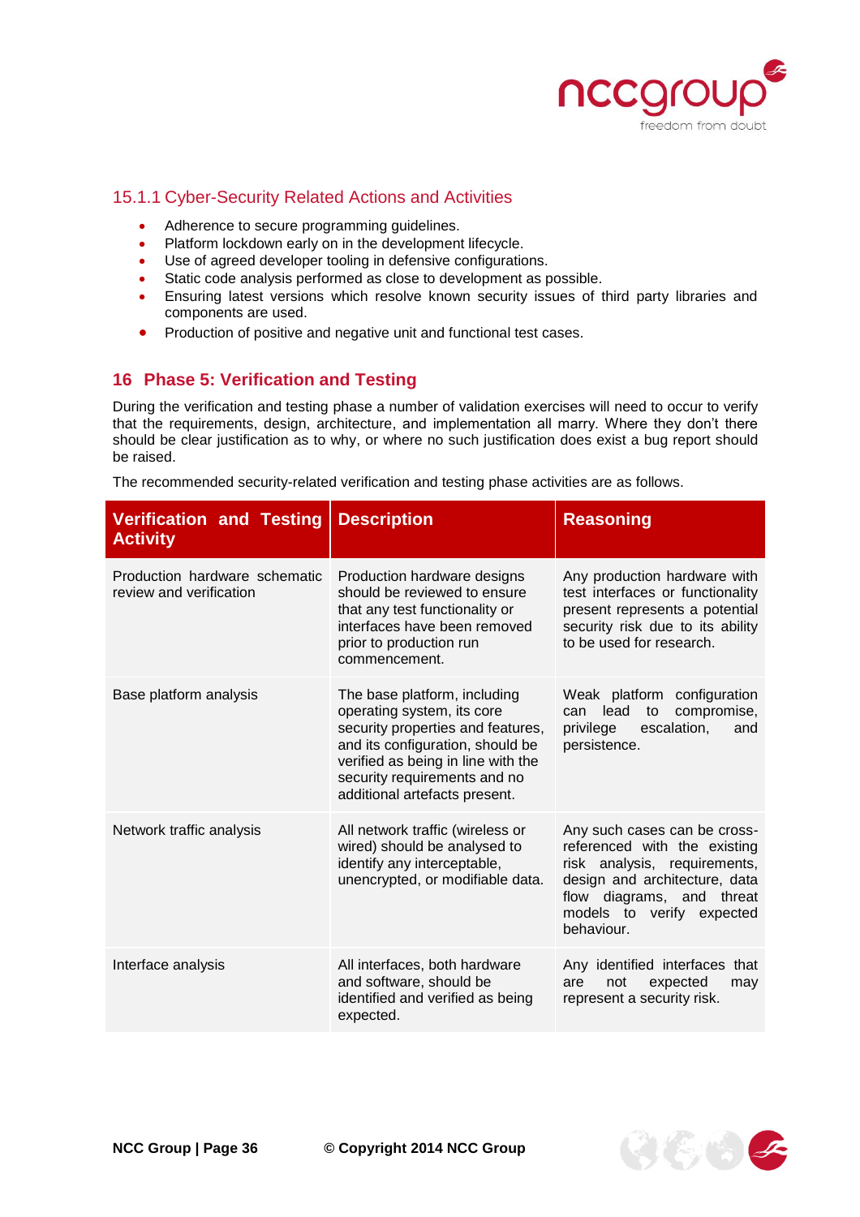### 15.1.1 Cyber-Security Related Actions and Activities

- Adherence to secure programming guidelines.
- Platform lockdown early on in the development lifecycle.
- Use of agreed developer tooling in defensive configurations.
- Static code analysis performed as close to development as possible.
- Ensuring latest versions which resolve known security issues of third party libraries and components are used.
- Production of positive and negative unit and functional test cases.

## 16 Phase 5: Verification and Testing

During the verification and testing phase a number of validation exercises will need to occur to verify that the requirements, design, architecture, and implementation all marry. Where they don't there should be clear justification as to why, or where no such justification does exist a bug report should be raised.

The recommended security-related verification and testing phase activities are as follows.

| Verification and Testing Activity | Description | Reasoning |
|---|---|---|
| Production hardware schematic review and verification | Production hardware designs should be reviewed to ensure that any test functionality or interfaces have been removed prior to production run commencement. | Any production hardware with test interfaces or functionality present represents a potential security risk due to its ability to be used for research. |
| Base platform analysis | The base platform, including operating system, its core security properties and features, and its configuration, should be verified as being in line with the security requirements and no additional artefacts present. | Weak platform configuration can lead to compromise, privilege escalation, and persistence. |
| Network traffic analysis | All network traffic (wireless or wired) should be analysed to identify any interceptable, unencrypted, or modifiable data. | Any such cases can be cross-referenced with the existing risk analysis, requirements, design and architecture, data flow diagrams, and threat models to verify expected behaviour. |
| Interface analysis | All interfaces, both hardware and software, should be identified and verified as being expected. | Any identified interfaces that are not expected may represent a security risk. |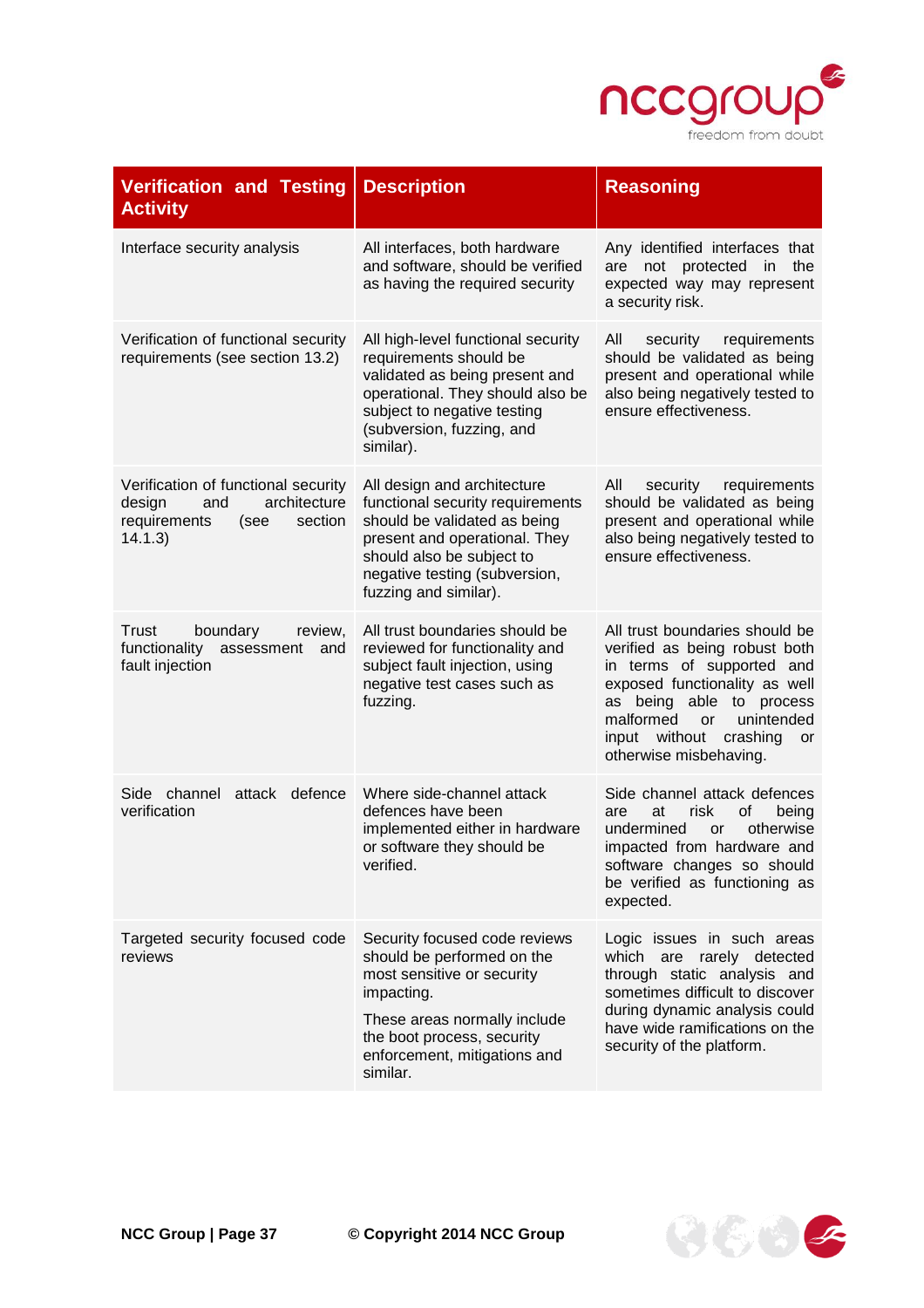| Verification and Testing Activity | Description | Reasoning |
|---|---|---|
| Interface security analysis | All interfaces, both hardware and software, should be verified as having the required security | Any identified interfaces that are not protected in the expected way may represent a security risk. |
| Verification of functional security requirements (see section 13.2) | All high-level functional security requirements should be validated as being present and operational. They should also be subject to negative testing (subversion, fuzzing, and similar). | All security requirements should be validated as being present and operational while also being negatively tested to ensure effectiveness. |
| Verification of functional security design and architecture requirements (see section 14.1.3) | All design and architecture functional security requirements should be validated as being present and operational. They should also be subject to negative testing (subversion, fuzzing and similar). | All security requirements should be validated as being present and operational while also being negatively tested to ensure effectiveness. |
| Trust boundary review, functionality assessment and fault injection | All trust boundaries should be reviewed for functionality and subject fault injection, using negative test cases such as fuzzing. | All trust boundaries should be verified as being robust both in terms of supported and exposed functionality as well as being able to process malformed or unintended input without crashing or otherwise misbehaving. |
| Side channel attack defence verification | Where side-channel attack defences have been implemented either in hardware or software they should be verified. | Side channel attack defences are at risk of being undermined or otherwise impacted from hardware and software changes so should be verified as functioning as expected. |
| Targeted security focused code reviews | Security focused code reviews should be performed on the most sensitive or security impacting.<br><br>These areas normally include the boot process, security enforcement, mitigations and similar. | Logic issues in such areas which are rarely detected through static analysis and sometimes difficult to discover during dynamic analysis could have wide ramifications on the security of the platform. |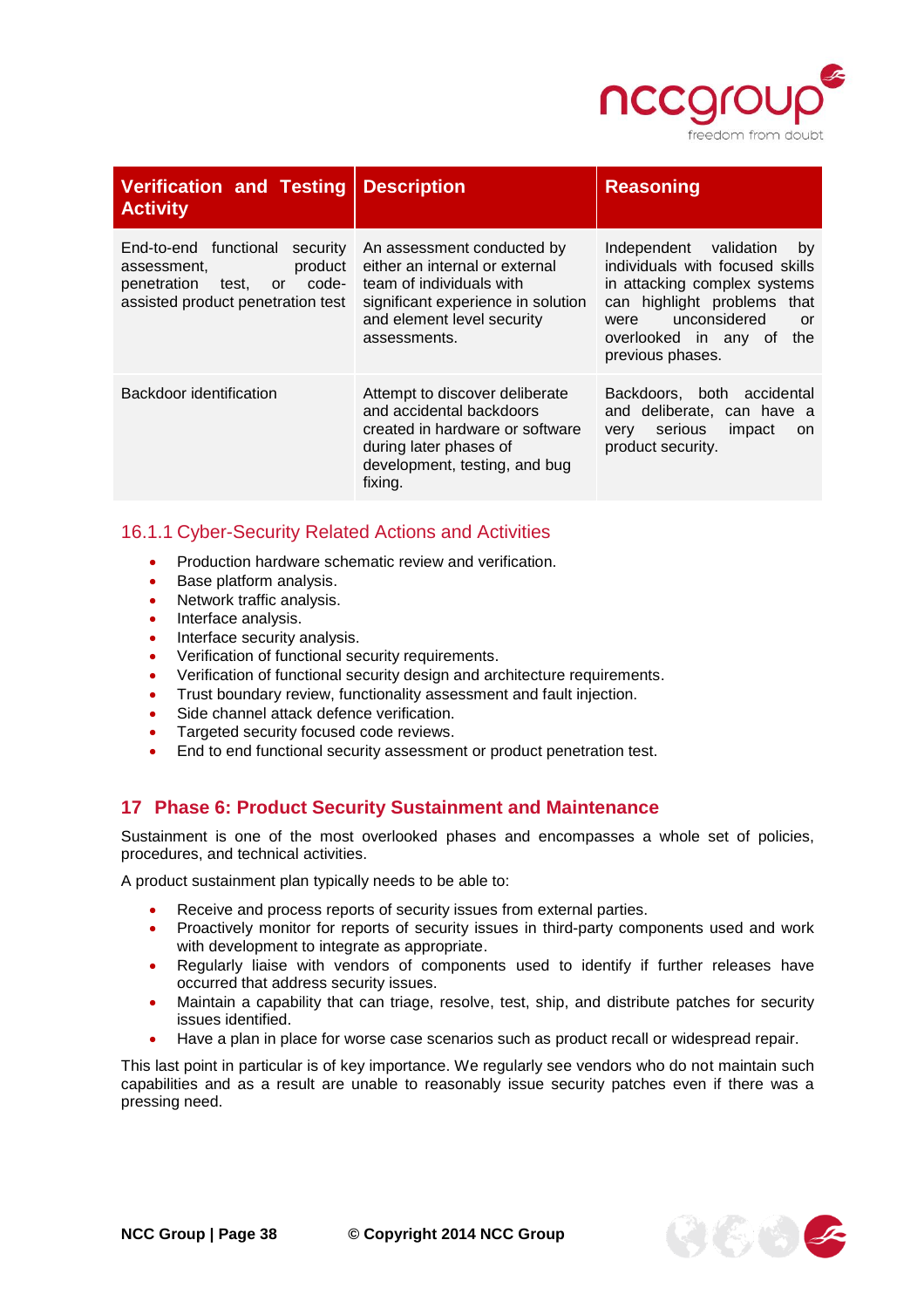| Verification and Testing Activity | Description | Reasoning |
|---|---|---|
| End-to-end functional security assessment, product penetration test, or code-assisted product penetration test | An assessment conducted by either an internal or external team of individuals with significant experience in solution and element level security assessments. | Independent validation by individuals with focused skills in attacking complex systems can highlight problems that were unconsidered or overlooked in any of the previous phases. |
| Backdoor identification | Attempt to discover deliberate and accidental backdoors created in hardware or software during later phases of development, testing, and bug fixing. | Backdoors, both accidental and deliberate, can have a very serious impact on product security. |

### 16.1.1 Cyber-Security Related Actions and Activities

- Production hardware schematic review and verification.
- Base platform analysis.
- Network traffic analysis.
- Interface analysis.
- Interface security analysis.
- Verification of functional security requirements.
- Verification of functional security design and architecture requirements.
- Trust boundary review, functionality assessment and fault injection.
- Side channel attack defence verification.
- Targeted security focused code reviews.
- End to end functional security assessment or product penetration test.

## 17 Phase 6: Product Security Sustainment and Maintenance

Sustainment is one of the most overlooked phases and encompasses a whole set of policies, procedures, and technical activities.

A product sustainment plan typically needs to be able to:

- Receive and process reports of security issues from external parties.
- Proactively monitor for reports of security issues in third-party components used and work with development to integrate as appropriate.
- Regularly liaise with vendors of components used to identify if further releases have occurred that address security issues.
- Maintain a capability that can triage, resolve, test, ship, and distribute patches for security issues identified.
- Have a plan in place for worse case scenarios such as product recall or widespread repair.

This last point in particular is of key importance. We regularly see vendors who do not maintain such capabilities and as a result are unable to reasonably issue security patches even if there was a pressing need.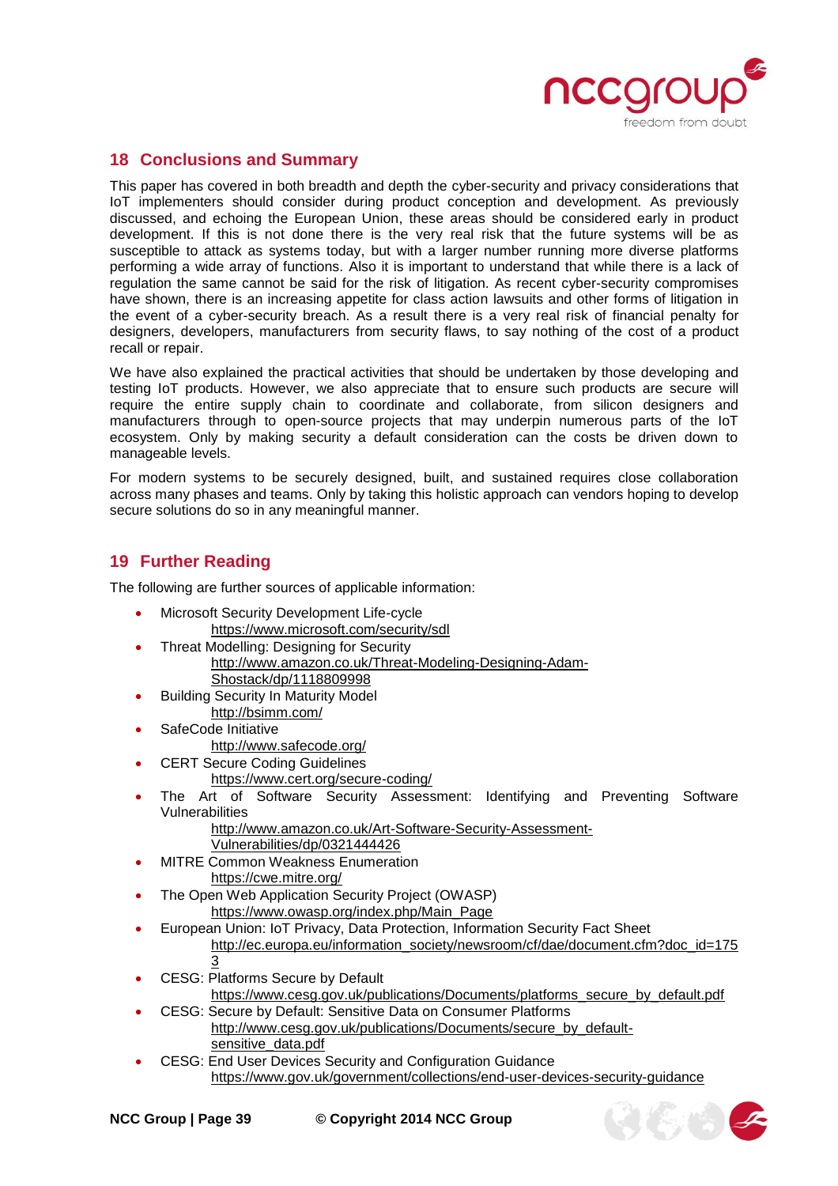## 18 Conclusions and Summary

This paper has covered in both breadth and depth the cyber-security and privacy considerations that IoT implementers should consider during product conception and development. As previously discussed, and echoing the European Union, these areas should be considered early in product development. If this is not done there is the very real risk that the future systems will be as susceptible to attack as systems today, but with a larger number running more diverse platforms performing a wide array of functions. Also it is important to understand that while there is a lack of regulation the same cannot be said for the risk of litigation. As recent cyber-security compromises have shown, there is an increasing appetite for class action lawsuits and other forms of litigation in the event of a cyber-security breach. As a result there is a very real risk of financial penalty for designers, developers, manufacturers from security flaws, to say nothing of the cost of a product recall or repair.

We have also explained the practical activities that should be undertaken by those developing and testing IoT products. However, we also appreciate that to ensure such products are secure will require the entire supply chain to coordinate and collaborate, from silicon designers and manufacturers through to open-source projects that may underpin numerous parts of the IoT ecosystem. Only by making security a default consideration can the costs be driven down to manageable levels.

For modern systems to be securely designed, built, and sustained requires close collaboration across many phases and teams. Only by taking this holistic approach can vendors hoping to develop secure solutions do so in any meaningful manner.

## 19 Further Reading

The following are further sources of applicable information:

- Microsoft Security Development Life-cycle
  https://www.microsoft.com/security/sdl
- Threat Modelling: Designing for Security
  http://www.amazon.co.uk/Threat-Modeling-Designing-Adam-Shostack/dp/1118809998
- Building Security In Maturity Model
  http://bsimm.com/
- SafeCode Initiative
  http://www.safecode.org/
- CERT Secure Coding Guidelines
  https://www.cert.org/secure-coding/
- The Art of Software Security Assessment: Identifying and Preventing Software Vulnerabilities
  http://www.amazon.co.uk/Art-Software-Security-Assessment-Vulnerabilities/dp/0321444426
- MITRE Common Weakness Enumeration
  https://cwe.mitre.org/
- The Open Web Application Security Project (OWASP)
  https://www.owasp.org/index.php/Main_Page
- European Union: IoT Privacy, Data Protection, Information Security Fact Sheet
  http://ec.europa.eu/information_society/newsroom/cf/dae/document.cfm?doc_id=1753
- CESG: Platforms Secure by Default
  https://www.cesg.gov.uk/publications/Documents/platforms_secure_by_default.pdf
- CESG: Secure by Default: Sensitive Data on Consumer Platforms
  http://www.cesg.gov.uk/publications/Documents/secure_by_default-sensitive_data.pdf
- CESG: End User Devices Security and Configuration Guidance
  https://www.gov.uk/government/collections/end-user-devices-security-guidance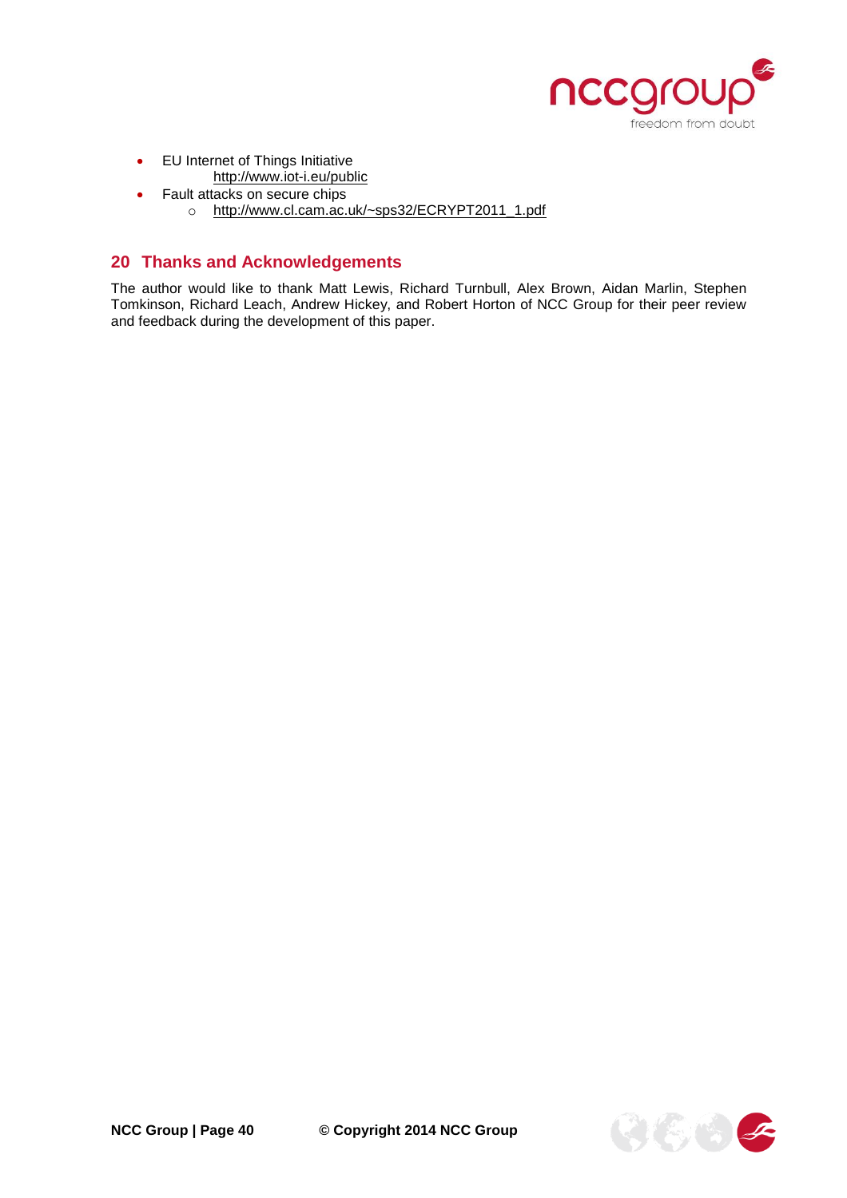- EU Internet of Things Initiative
    - http://www.iot-i.eu/public
- Fault attacks on secure chips
    - http://www.cl.cam.ac.uk/~sps32/ECRYPT2011_1.pdf

## 20 Thanks and Acknowledgements

The author would like to thank Matt Lewis, Richard Turnbull, Alex Brown, Aidan Marlin, Stephen Tomkinson, Richard Leach, Andrew Hickey, and Robert Horton of NCC Group for their peer review and feedback during the development of this paper.